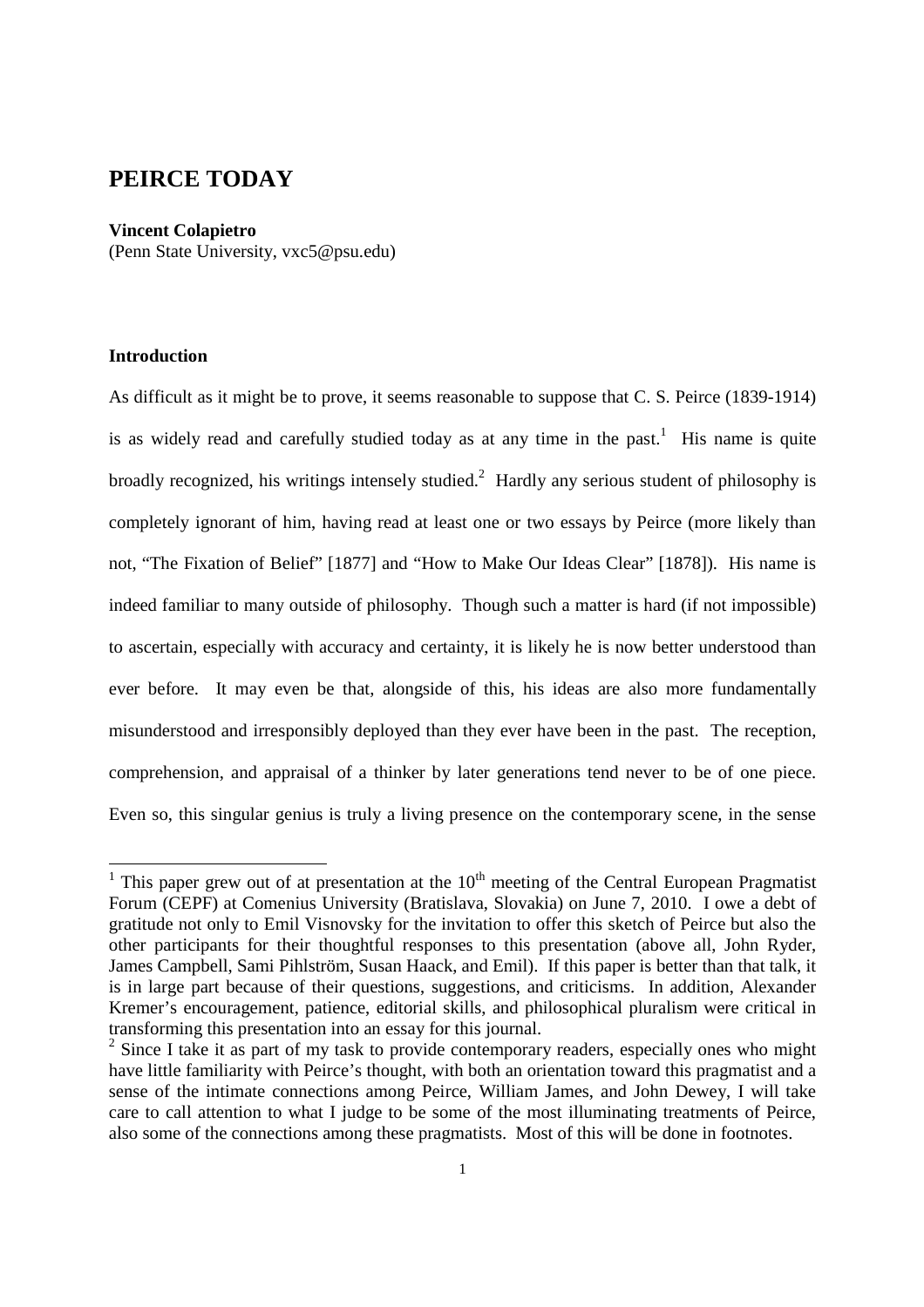# PEIRCE TODAY

**Vincent Colapietro**
(Penn State University, vxc5@psu.edu)

### Introduction

As difficult as it might be to prove, it seems reasonable to suppose that C. S. Peirce (1839-1914) is as widely read and carefully studied today as at any time in the past.[1] His name is quite broadly recognized, his writings intensely studied.[2] Hardly any serious student of philosophy is completely ignorant of him, having read at least one or two essays by Peirce (more likely than not, "The Fixation of Belief" [1877] and "How to Make Our Ideas Clear" [1878]). His name is indeed familiar to many outside of philosophy. Though such a matter is hard (if not impossible) to ascertain, especially with accuracy and certainty, it is likely he is now better understood than ever before. It may even be that, alongside of this, his ideas are also more fundamentally misunderstood and irresponsibly deployed than they ever have been in the past. The reception, comprehension, and appraisal of a thinker by later generations tend never to be of one piece. Even so, this singular genius is truly a living presence on the contemporary scene, in the sense

---

[1] This paper grew out of at presentation at the 10th meeting of the Central European Pragmatist Forum (CEPF) at Comenius University (Bratislava, Slovakia) on June 7, 2010. I owe a debt of gratitude not only to Emil Visnovsky for the invitation to offer this sketch of Peirce but also the other participants for their thoughtful responses to this presentation (above all, John Ryder, James Campbell, Sami Pihlström, Susan Haack, and Emil). If this paper is better than that talk, it is in large part because of their questions, suggestions, and criticisms. In addition, Alexander Kremer's encouragement, patience, editorial skills, and philosophical pluralism were critical in transforming this presentation into an essay for this journal.

[2] Since I take it as part of my task to provide contemporary readers, especially ones who might have little familiarity with Peirce's thought, with both an orientation toward this pragmatist and a sense of the intimate connections among Peirce, William James, and John Dewey, I will take care to call attention to what I judge to be some of the most illuminating treatments of Peirce, also some of the connections among these pragmatists. Most of this will be done in footnotes.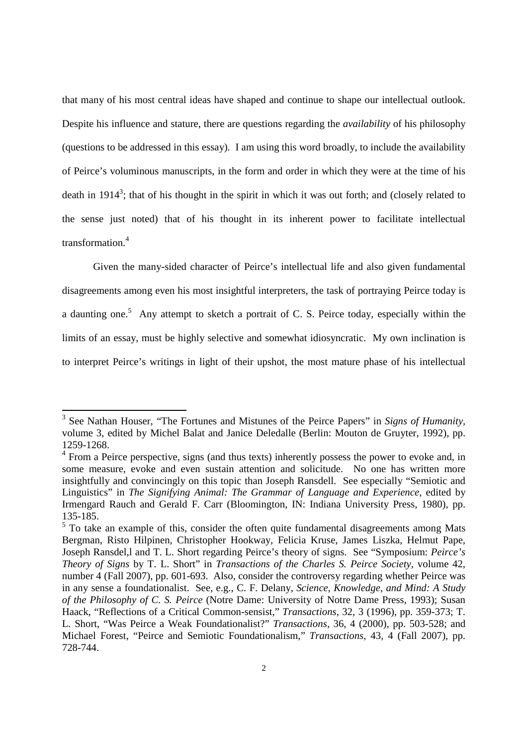that many of his most central ideas have shaped and continue to shape our intellectual outlook. Despite his influence and stature, there are questions regarding the *availability* of his philosophy (questions to be addressed in this essay). I am using this word broadly, to include the availability of Peirce's voluminous manuscripts, in the form and order in which they were at the time of his death in 1914[3]; that of his thought in the spirit in which it was out forth; and (closely related to the sense just noted) that of his thought in its inherent power to facilitate intellectual transformation.[4]

Given the many-sided character of Peirce's intellectual life and also given fundamental disagreements among even his most insightful interpreters, the task of portraying Peirce today is a daunting one.[5] Any attempt to sketch a portrait of C. S. Peirce today, especially within the limits of an essay, must be highly selective and somewhat idiosyncratic. My own inclination is to interpret Peirce's writings in light of their upshot, the most mature phase of his intellectual

---

[3] See Nathan Houser, "The Fortunes and Mistunes of the Peirce Papers" in *Signs of Humanity*, volume 3, edited by Michel Balat and Janice Deledalle (Berlin: Mouton de Gruyter, 1992), pp. 1259-1268.

[4] From a Peirce perspective, signs (and thus texts) inherently possess the power to evoke and, in some measure, evoke and even sustain attention and solicitude. No one has written more insightfully and convincingly on this topic than Joseph Ransdell. See especially "Semiotic and Linguistics" in *The Signifying Animal: The Grammar of Language and Experience*, edited by Irmengard Rauch and Gerald F. Carr (Bloomington, IN: Indiana University Press, 1980), pp. 135-185.

[5] To take an example of this, consider the often quite fundamental disagreements among Mats Bergman, Risto Hilpinen, Christopher Hookway, Felicia Kruse, James Liszka, Helmut Pape, Joseph Ransdel,l and T. L. Short regarding Peirce's theory of signs. See "Symposium: *Peirce's Theory of Signs* by T. L. Short" in *Transactions of the Charles S. Peirce Society*, volume 42, number 4 (Fall 2007), pp. 601-693. Also, consider the controversy regarding whether Peirce was in any sense a foundationalist. See, e.g., C. F. Delany, *Science, Knowledge, and Mind: A Study of the Philosophy of C. S. Peirce* (Notre Dame: University of Notre Dame Press, 1993); Susan Haack, "Reflections of a Critical Common-sensist," *Transactions*, 32, 3 (1996), pp. 359-373; T. L. Short, "Was Peirce a Weak Foundationalist?" *Transactions*, 36, 4 (2000), pp. 503-528; and Michael Forest, "Peirce and Semiotic Foundationalism," *Transactions*, 43, 4 (Fall 2007), pp. 728-744.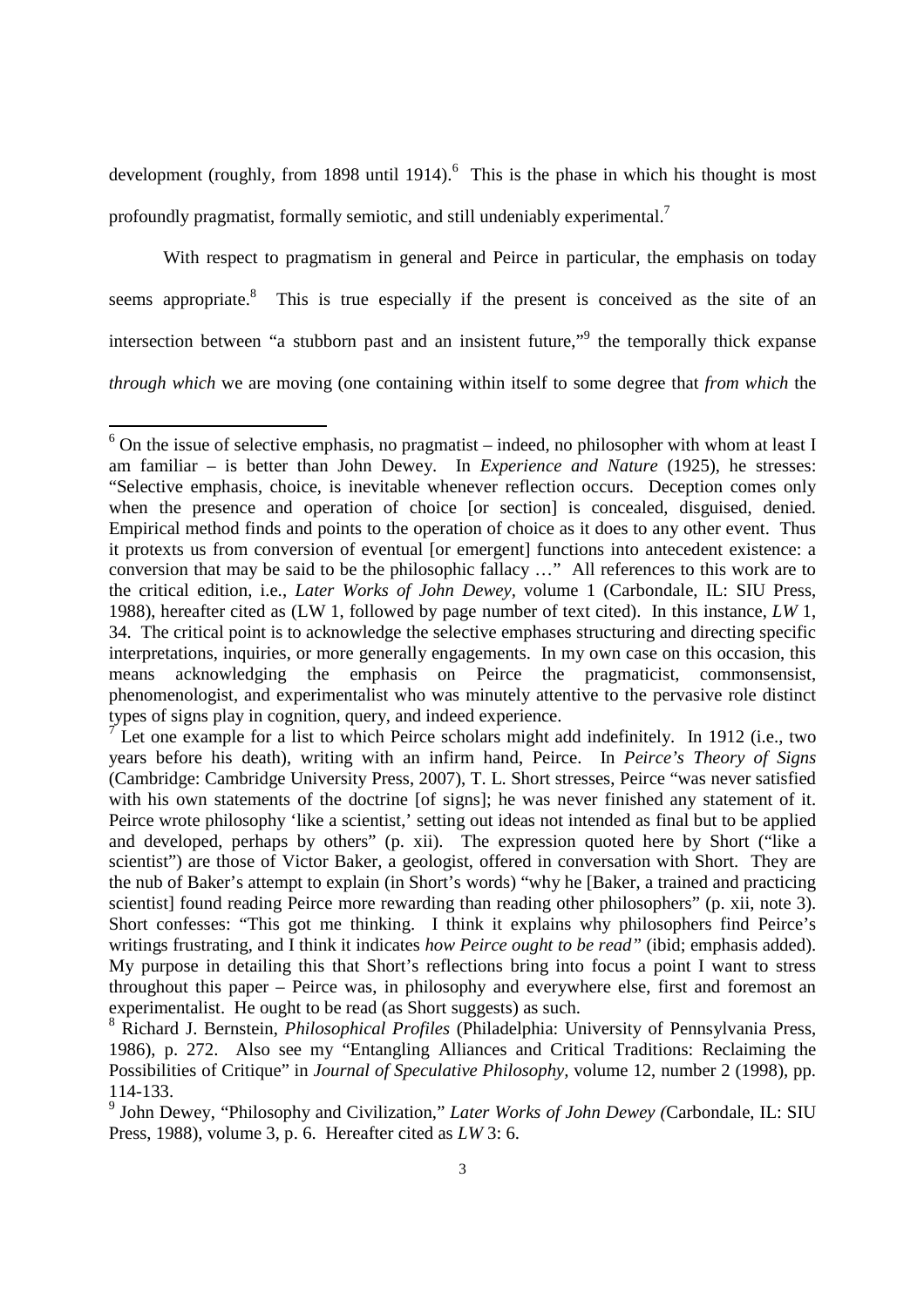development (roughly, from 1898 until 1914).[6] This is the phase in which his thought is most profoundly pragmatist, formally semiotic, and still undeniably experimental.[7]

With respect to pragmatism in general and Peirce in particular, the emphasis on today seems appropriate.[8] This is true especially if the present is conceived as the site of an intersection between "a stubborn past and an insistent future,"[9] the temporally thick expanse *through which* we are moving (one containing within itself to some degree that *from which* the

---

[6] On the issue of selective emphasis, no pragmatist – indeed, no philosopher with whom at least I am familiar – is better than John Dewey. In *Experience and Nature* (1925), he stresses: "Selective emphasis, choice, is inevitable whenever reflection occurs. Deception comes only when the presence and operation of choice [or section] is concealed, disguised, denied. Empirical method finds and points to the operation of choice as it does to any other event. Thus it protexts us from conversion of eventual [or emergent] functions into antecedent existence: a conversion that may be said to be the philosophic fallacy …" All references to this work are to the critical edition, i.e., *Later Works of John Dewey*, volume 1 (Carbondale, IL: SIU Press, 1988), hereafter cited as (LW 1, followed by page number of text cited). In this instance, *LW* 1, 34. The critical point is to acknowledge the selective emphases structuring and directing specific interpretations, inquiries, or more generally engagements. In my own case on this occasion, this means acknowledging the emphasis on Peirce the pragmaticist, commonsensist, phenomenologist, and experimentalist who was minutely attentive to the pervasive role distinct types of signs play in cognition, query, and indeed experience.

[7] Let one example for a list to which Peirce scholars might add indefinitely. In 1912 (i.e., two years before his death), writing with an infirm hand, Peirce. In *Peirce's Theory of Signs* (Cambridge: Cambridge University Press, 2007), T. L. Short stresses, Peirce "was never satisfied with his own statements of the doctrine [of signs]; he was never finished any statement of it. Peirce wrote philosophy 'like a scientist,' setting out ideas not intended as final but to be applied and developed, perhaps by others" (p. xii). The expression quoted here by Short ("like a scientist") are those of Victor Baker, a geologist, offered in conversation with Short. They are the nub of Baker's attempt to explain (in Short's words) "why he [Baker, a trained and practicing scientist] found reading Peirce more rewarding than reading other philosophers" (p. xii, note 3). Short confesses: "This got me thinking. I think it explains why philosophers find Peirce's writings frustrating, and I think it indicates *how Peirce ought to be read"* (ibid; emphasis added). My purpose in detailing this that Short's reflections bring into focus a point I want to stress throughout this paper – Peirce was, in philosophy and everywhere else, first and foremost an experimentalist. He ought to be read (as Short suggests) as such.

[8] Richard J. Bernstein, *Philosophical Profiles* (Philadelphia: University of Pennsylvania Press, 1986), p. 272. Also see my "Entangling Alliances and Critical Traditions: Reclaiming the Possibilities of Critique" in *Journal of Speculative Philosophy*, volume 12, number 2 (1998), pp. 114-133.

[9] John Dewey, "Philosophy and Civilization," *Later Works of John Dewey (*Carbondale, IL: SIU Press, 1988), volume 3, p. 6. Hereafter cited as *LW* 3: 6.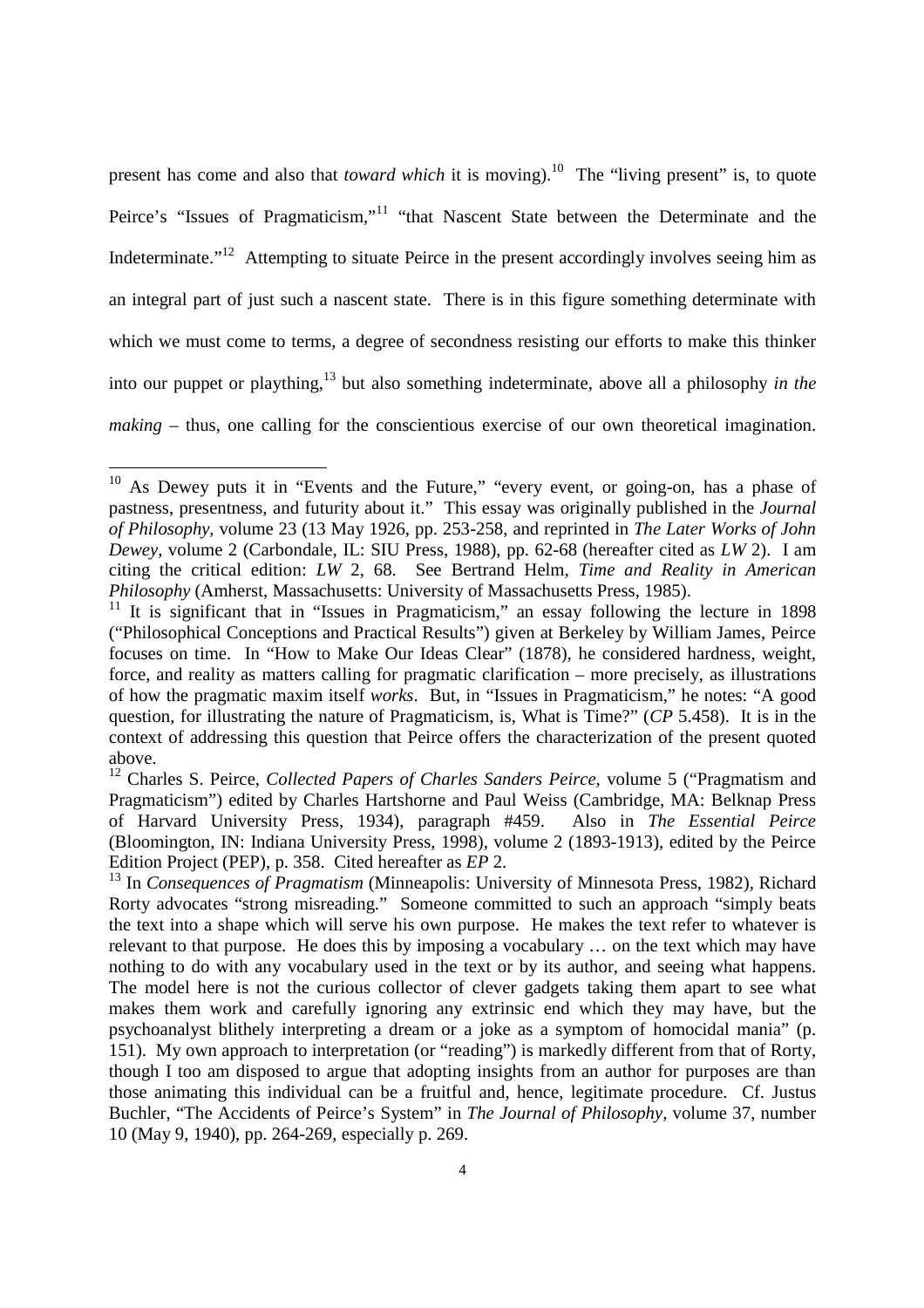present has come and also that *toward which* it is moving).[10] The "living present" is, to quote Peirce's "Issues of Pragmaticism,"[11] "that Nascent State between the Determinate and the Indeterminate."[12] Attempting to situate Peirce in the present accordingly involves seeing him as an integral part of just such a nascent state. There is in this figure something determinate with which we must come to terms, a degree of secondness resisting our efforts to make this thinker into our puppet or plaything,[13] but also something indeterminate, above all a philosophy *in the making* – thus, one calling for the conscientious exercise of our own theoretical imagination.

---

[10] As Dewey puts it in "Events and the Future," "every event, or going-on, has a phase of pastness, presentness, and futurity about it." This essay was originally published in the *Journal of Philosophy*, volume 23 (13 May 1926, pp. 253-258, and reprinted in *The Later Works of John Dewey*, volume 2 (Carbondale, IL: SIU Press, 1988), pp. 62-68 (hereafter cited as *LW* 2). I am citing the critical edition: *LW* 2, 68. See Bertrand Helm, *Time and Reality in American Philosophy* (Amherst, Massachusetts: University of Massachusetts Press, 1985).

[11] It is significant that in "Issues in Pragmaticism," an essay following the lecture in 1898 ("Philosophical Conceptions and Practical Results") given at Berkeley by William James, Peirce focuses on time. In "How to Make Our Ideas Clear" (1878), he considered hardness, weight, force, and reality as matters calling for pragmatic clarification – more precisely, as illustrations of how the pragmatic maxim itself *works*. But, in "Issues in Pragmaticism," he notes: "A good question, for illustrating the nature of Pragmaticism, is, What is Time?" (*CP* 5.458). It is in the context of addressing this question that Peirce offers the characterization of the present quoted above.

[12] Charles S. Peirce, *Collected Papers of Charles Sanders Peirce*, volume 5 ("Pragmatism and Pragmaticism") edited by Charles Hartshorne and Paul Weiss (Cambridge, MA: Belknap Press of Harvard University Press, 1934), paragraph #459. Also in *The Essential Peirce* (Bloomington, IN: Indiana University Press, 1998), volume 2 (1893-1913), edited by the Peirce Edition Project (PEP), p. 358. Cited hereafter as *EP* 2.

[13] In *Consequences of Pragmatism* (Minneapolis: University of Minnesota Press, 1982), Richard Rorty advocates "strong misreading." Someone committed to such an approach "simply beats the text into a shape which will serve his own purpose. He makes the text refer to whatever is relevant to that purpose. He does this by imposing a vocabulary … on the text which may have nothing to do with any vocabulary used in the text or by its author, and seeing what happens. The model here is not the curious collector of clever gadgets taking them apart to see what makes them work and carefully ignoring any extrinsic end which they may have, but the psychoanalyst blithely interpreting a dream or a joke as a symptom of homocidal mania" (p. 151). My own approach to interpretation (or "reading") is markedly different from that of Rorty, though I too am disposed to argue that adopting insights from an author for purposes are than those animating this individual can be a fruitful and, hence, legitimate procedure. Cf. Justus Buchler, "The Accidents of Peirce's System" in *The Journal of Philosophy*, volume 37, number 10 (May 9, 1940), pp. 264-269, especially p. 269.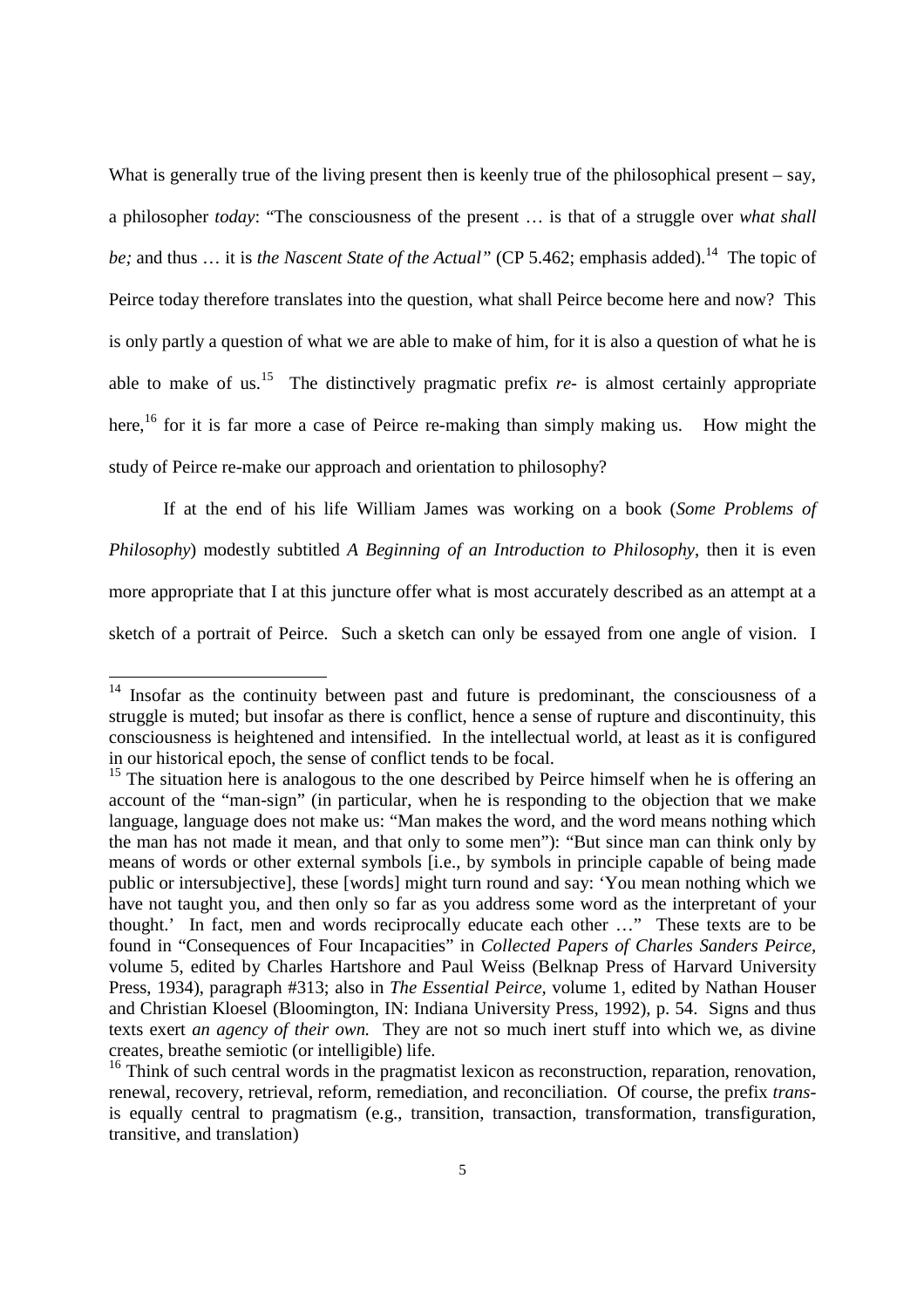What is generally true of the living present then is keenly true of the philosophical present – say, a philosopher *today*: "The consciousness of the present … is that of a struggle over *what shall be;* and thus … it is *the Nascent State of the Actual"* (CP 5.462; emphasis added).[14] The topic of Peirce today therefore translates into the question, what shall Peirce become here and now? This is only partly a question of what we are able to make of him, for it is also a question of what he is able to make of us.[15] The distinctively pragmatic prefix *re-* is almost certainly appropriate here,[16] for it is far more a case of Peirce re-making than simply making us. How might the study of Peirce re-make our approach and orientation to philosophy?

If at the end of his life William James was working on a book (*Some Problems of Philosophy*) modestly subtitled *A Beginning of an Introduction to Philosophy*, then it is even more appropriate that I at this juncture offer what is most accurately described as an attempt at a sketch of a portrait of Peirce. Such a sketch can only be essayed from one angle of vision. I

---

[14] Insofar as the continuity between past and future is predominant, the consciousness of a struggle is muted; but insofar as there is conflict, hence a sense of rupture and discontinuity, this consciousness is heightened and intensified. In the intellectual world, at least as it is configured in our historical epoch, the sense of conflict tends to be focal.

[15] The situation here is analogous to the one described by Peirce himself when he is offering an account of the "man-sign" (in particular, when he is responding to the objection that we make language, language does not make us: "Man makes the word, and the word means nothing which the man has not made it mean, and that only to some men"): "But since man can think only by means of words or other external symbols [i.e., by symbols in principle capable of being made public or intersubjective], these [words] might turn round and say: 'You mean nothing which we have not taught you, and then only so far as you address some word as the interpretant of your thought.' In fact, men and words reciprocally educate each other …" These texts are to be found in "Consequences of Four Incapacities" in *Collected Papers of Charles Sanders Peirce,* volume 5, edited by Charles Hartshore and Paul Weiss (Belknap Press of Harvard University Press, 1934), paragraph #313; also in *The Essential Peirce,* volume 1, edited by Nathan Houser and Christian Kloesel (Bloomington, IN: Indiana University Press, 1992), p. 54. Signs and thus texts exert *an agency of their own.* They are not so much inert stuff into which we, as divine creates, breathe semiotic (or intelligible) life.

[16] Think of such central words in the pragmatist lexicon as reconstruction, reparation, renovation, renewal, recovery, retrieval, reform, remediation, and reconciliation. Of course, the prefix *trans-* is equally central to pragmatism (e.g., transition, transaction, transformation, transfiguration, transitive, and translation)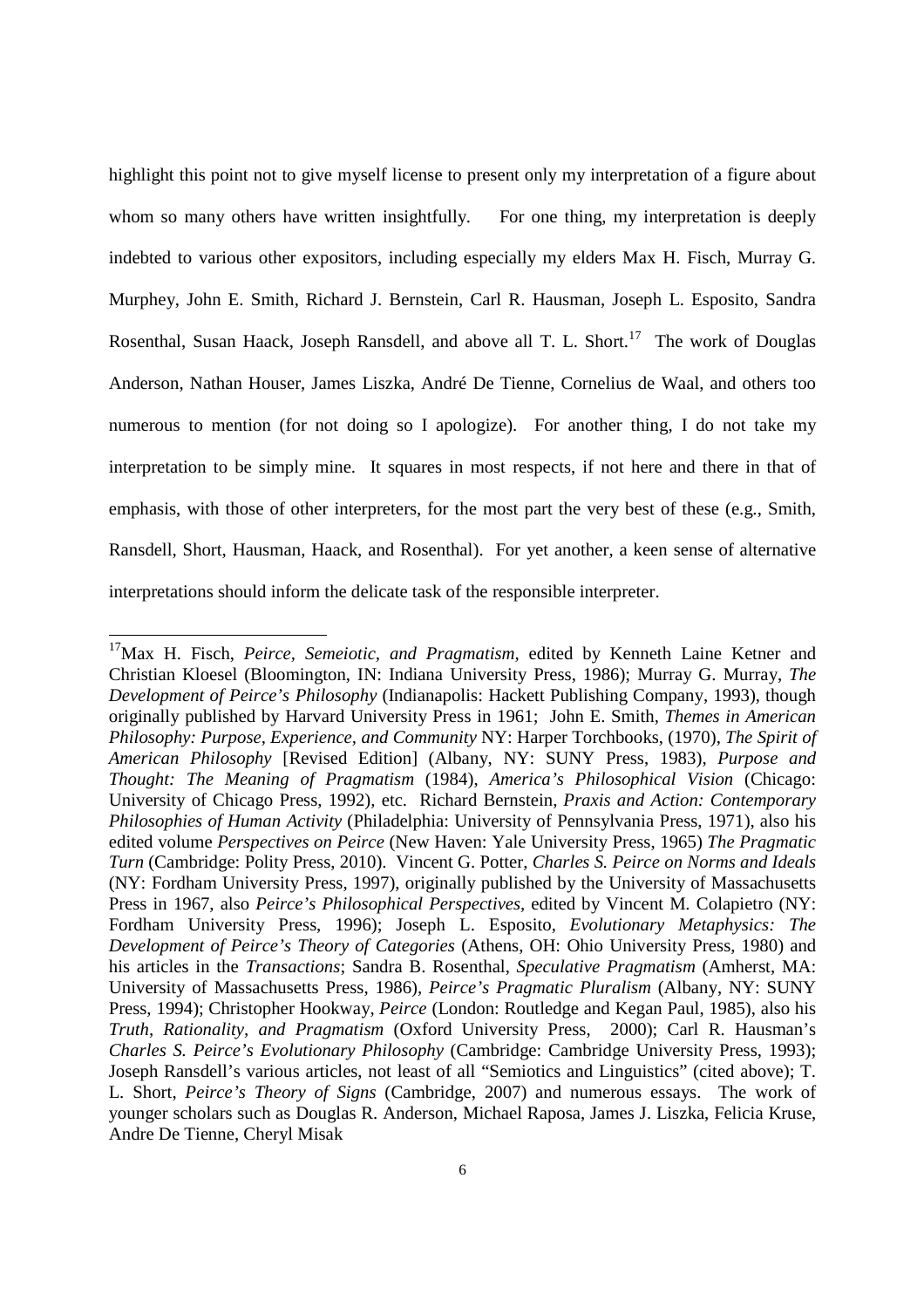highlight this point not to give myself license to present only my interpretation of a figure about whom so many others have written insightfully. For one thing, my interpretation is deeply indebted to various other expositors, including especially my elders Max H. Fisch, Murray G. Murphey, John E. Smith, Richard J. Bernstein, Carl R. Hausman, Joseph L. Esposito, Sandra Rosenthal, Susan Haack, Joseph Ransdell, and above all T. L. Short.[17] The work of Douglas Anderson, Nathan Houser, James Liszka, André De Tienne, Cornelius de Waal, and others too numerous to mention (for not doing so I apologize). For another thing, I do not take my interpretation to be simply mine. It squares in most respects, if not here and there in that of emphasis, with those of other interpreters, for the most part the very best of these (e.g., Smith, Ransdell, Short, Hausman, Haack, and Rosenthal). For yet another, a keen sense of alternative interpretations should inform the delicate task of the responsible interpreter.

---

[17]Max H. Fisch, *Peirce, Semeiotic, and Pragmatism*, edited by Kenneth Laine Ketner and Christian Kloesel (Bloomington, IN: Indiana University Press, 1986); Murray G. Murray, *The Development of Peirce's Philosophy* (Indianapolis: Hackett Publishing Company, 1993), though originally published by Harvard University Press in 1961; John E. Smith, *Themes in American Philosophy: Purpose, Experience, and Community* NY: Harper Torchbooks, (1970), *The Spirit of American Philosophy* [Revised Edition] (Albany, NY: SUNY Press, 1983), *Purpose and Thought: The Meaning of Pragmatism* (1984), *America's Philosophical Vision* (Chicago: University of Chicago Press, 1992), etc. Richard Bernstein, *Praxis and Action: Contemporary Philosophies of Human Activity* (Philadelphia: University of Pennsylvania Press, 1971), also his edited volume *Perspectives on Peirce* (New Haven: Yale University Press, 1965) *The Pragmatic Turn* (Cambridge: Polity Press, 2010). Vincent G. Potter, *Charles S. Peirce on Norms and Ideals* (NY: Fordham University Press, 1997), originally published by the University of Massachusetts Press in 1967, also *Peirce's Philosophical Perspectives*, edited by Vincent M. Colapietro (NY: Fordham University Press, 1996); Joseph L. Esposito, *Evolutionary Metaphysics: The Development of Peirce's Theory of Categories* (Athens, OH: Ohio University Press, 1980) and his articles in the *Transactions*; Sandra B. Rosenthal, *Speculative Pragmatism* (Amherst, MA: University of Massachusetts Press, 1986), *Peirce's Pragmatic Pluralism* (Albany, NY: SUNY Press, 1994); Christopher Hookway, *Peirce* (London: Routledge and Kegan Paul, 1985), also his *Truth, Rationality, and Pragmatism* (Oxford University Press, 2000); Carl R. Hausman's *Charles S. Peirce's Evolutionary Philosophy* (Cambridge: Cambridge University Press, 1993); Joseph Ransdell's various articles, not least of all "Semiotics and Linguistics" (cited above); T. L. Short, *Peirce's Theory of Signs* (Cambridge, 2007) and numerous essays. The work of younger scholars such as Douglas R. Anderson, Michael Raposa, James J. Liszka, Felicia Kruse, Andre De Tienne, Cheryl Misak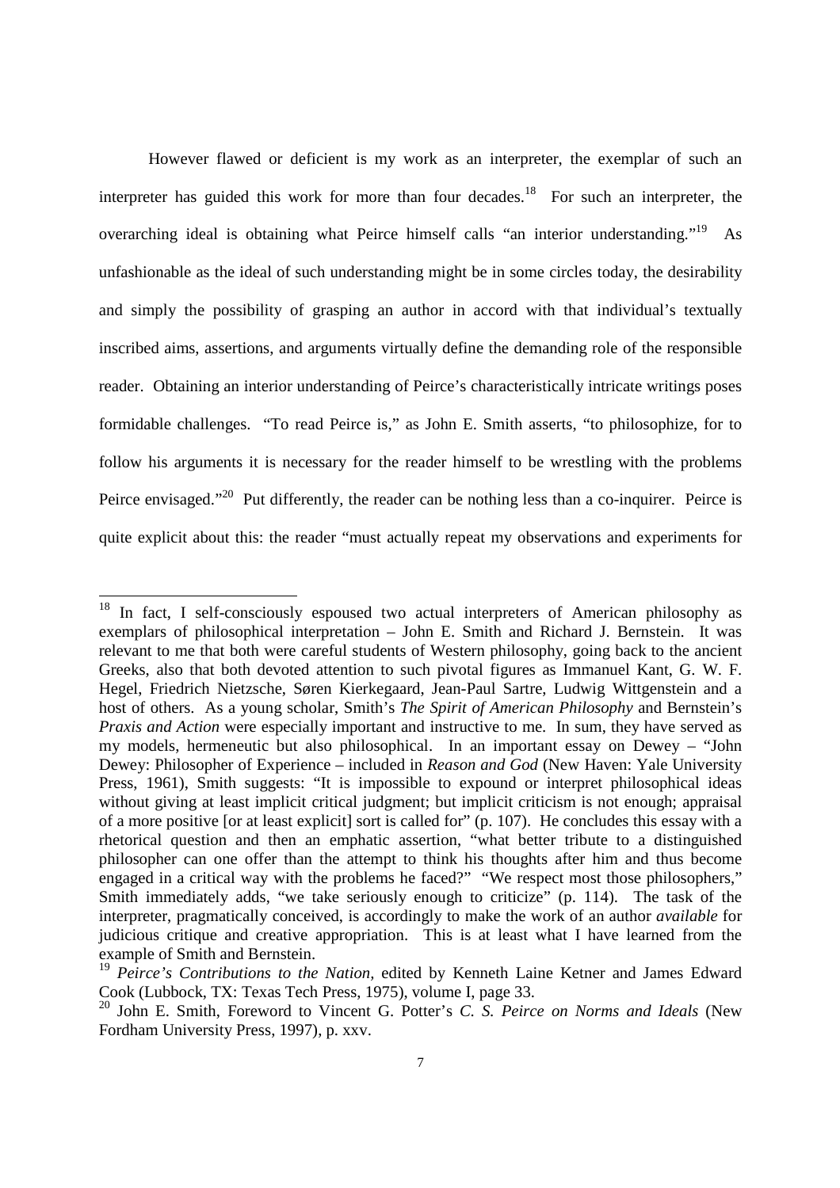However flawed or deficient is my work as an interpreter, the exemplar of such an interpreter has guided this work for more than four decades.[18] For such an interpreter, the overarching ideal is obtaining what Peirce himself calls "an interior understanding."[19] As unfashionable as the ideal of such understanding might be in some circles today, the desirability and simply the possibility of grasping an author in accord with that individual's textually inscribed aims, assertions, and arguments virtually define the demanding role of the responsible reader. Obtaining an interior understanding of Peirce's characteristically intricate writings poses formidable challenges. "To read Peirce is," as John E. Smith asserts, "to philosophize, for to follow his arguments it is necessary for the reader himself to be wrestling with the problems Peirce envisaged."[20] Put differently, the reader can be nothing less than a co-inquirer. Peirce is quite explicit about this: the reader "must actually repeat my observations and experiments for

---

[18] In fact, I self-consciously espoused two actual interpreters of American philosophy as exemplars of philosophical interpretation – John E. Smith and Richard J. Bernstein. It was relevant to me that both were careful students of Western philosophy, going back to the ancient Greeks, also that both devoted attention to such pivotal figures as Immanuel Kant, G. W. F. Hegel, Friedrich Nietzsche, Søren Kierkegaard, Jean-Paul Sartre, Ludwig Wittgenstein and a host of others. As a young scholar, Smith's *The Spirit of American Philosophy* and Bernstein's *Praxis and Action* were especially important and instructive to me. In sum, they have served as my models, hermeneutic but also philosophical. In an important essay on Dewey – "John Dewey: Philosopher of Experience – included in *Reason and God* (New Haven: Yale University Press, 1961), Smith suggests: "It is impossible to expound or interpret philosophical ideas without giving at least implicit critical judgment; but implicit criticism is not enough; appraisal of a more positive [or at least explicit] sort is called for" (p. 107). He concludes this essay with a rhetorical question and then an emphatic assertion, "what better tribute to a distinguished philosopher can one offer than the attempt to think his thoughts after him and thus become engaged in a critical way with the problems he faced?" "We respect most those philosophers," Smith immediately adds, "we take seriously enough to criticize" (p. 114). The task of the interpreter, pragmatically conceived, is accordingly to make the work of an author *available* for judicious critique and creative appropriation. This is at least what I have learned from the example of Smith and Bernstein.

[19] *Peirce's Contributions to the Nation*, edited by Kenneth Laine Ketner and James Edward Cook (Lubbock, TX: Texas Tech Press, 1975), volume I, page 33.

[20] John E. Smith, Foreword to Vincent G. Potter's *C. S. Peirce on Norms and Ideals* (New Fordham University Press, 1997), p. xxv.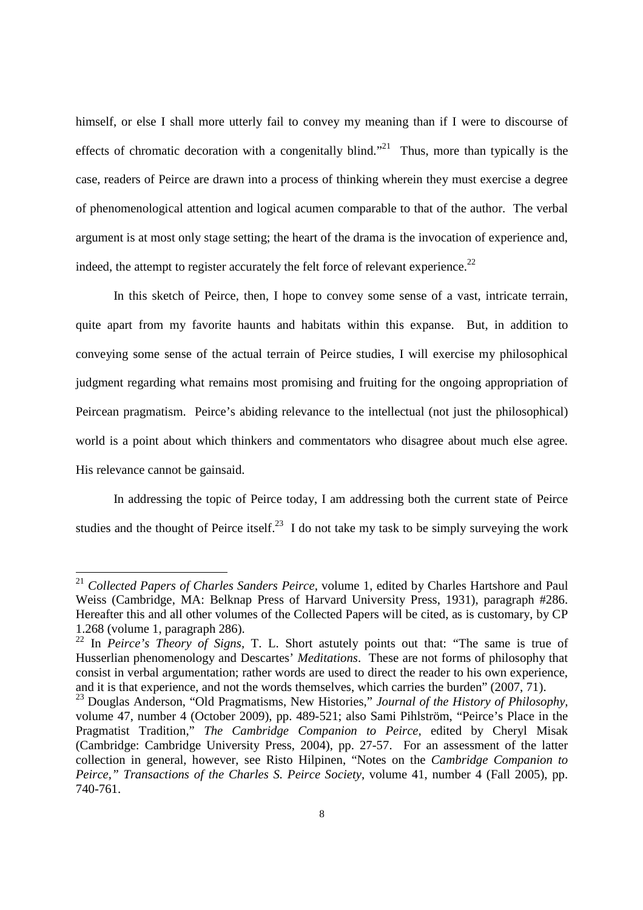himself, or else I shall more utterly fail to convey my meaning than if I were to discourse of effects of chromatic decoration with a congenitally blind."[21] Thus, more than typically is the case, readers of Peirce are drawn into a process of thinking wherein they must exercise a degree of phenomenological attention and logical acumen comparable to that of the author. The verbal argument is at most only stage setting; the heart of the drama is the invocation of experience and, indeed, the attempt to register accurately the felt force of relevant experience.[22]

In this sketch of Peirce, then, I hope to convey some sense of a vast, intricate terrain, quite apart from my favorite haunts and habitats within this expanse. But, in addition to conveying some sense of the actual terrain of Peirce studies, I will exercise my philosophical judgment regarding what remains most promising and fruiting for the ongoing appropriation of Peircean pragmatism. Peirce's abiding relevance to the intellectual (not just the philosophical) world is a point about which thinkers and commentators who disagree about much else agree. His relevance cannot be gainsaid.

In addressing the topic of Peirce today, I am addressing both the current state of Peirce studies and the thought of Peirce itself.[23] I do not take my task to be simply surveying the work

---

[21] *Collected Papers of Charles Sanders Peirce*, volume 1, edited by Charles Hartshore and Paul Weiss (Cambridge, MA: Belknap Press of Harvard University Press, 1931), paragraph #286. Hereafter this and all other volumes of the Collected Papers will be cited, as is customary, by CP 1.268 (volume 1, paragraph 286).

[22] In *Peirce's Theory of Signs*, T. L. Short astutely points out that: "The same is true of Husserlian phenomenology and Descartes' *Meditations*. These are not forms of philosophy that consist in verbal argumentation; rather words are used to direct the reader to his own experience, and it is that experience, and not the words themselves, which carries the burden" (2007, 71).

[23] Douglas Anderson, "Old Pragmatisms, New Histories," *Journal of the History of Philosophy*, volume 47, number 4 (October 2009), pp. 489-521; also Sami Pihlström, "Peirce's Place in the Pragmatist Tradition," *The Cambridge Companion to Peirce*, edited by Cheryl Misak (Cambridge: Cambridge University Press, 2004), pp. 27-57. For an assessment of the latter collection in general, however, see Risto Hilpinen, "Notes on the *Cambridge Companion to Peirce*," *Transactions of the Charles S. Peirce Society*, volume 41, number 4 (Fall 2005), pp. 740-761.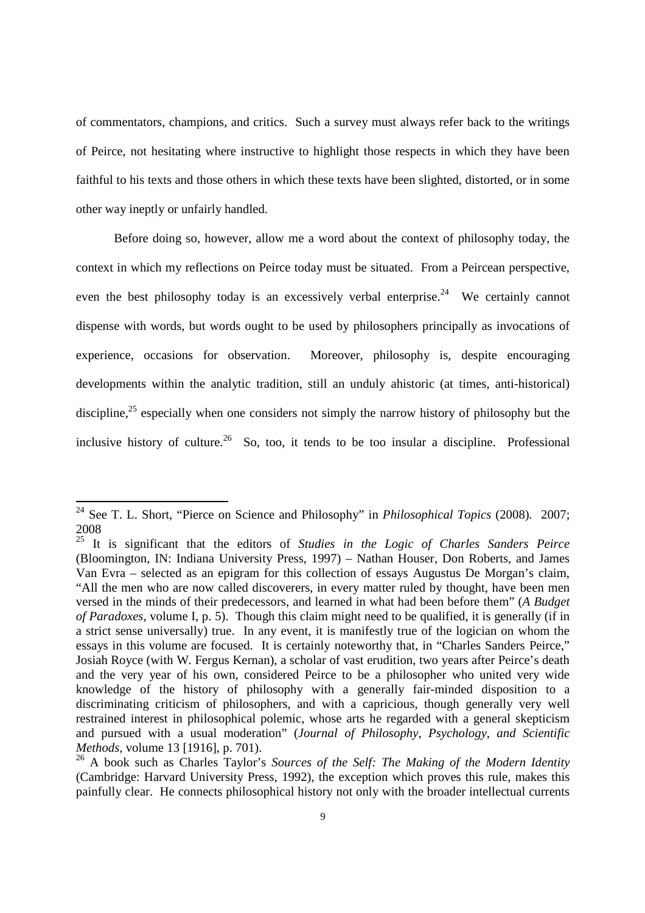of commentators, champions, and critics. Such a survey must always refer back to the writings of Peirce, not hesitating where instructive to highlight those respects in which they have been faithful to his texts and those others in which these texts have been slighted, distorted, or in some other way ineptly or unfairly handled.

Before doing so, however, allow me a word about the context of philosophy today, the context in which my reflections on Peirce today must be situated. From a Peircean perspective, even the best philosophy today is an excessively verbal enterprise.[24] We certainly cannot dispense with words, but words ought to be used by philosophers principally as invocations of experience, occasions for observation. Moreover, philosophy is, despite encouraging developments within the analytic tradition, still an unduly ahistoric (at times, anti-historical) discipline,[25] especially when one considers not simply the narrow history of philosophy but the inclusive history of culture.[26] So, too, it tends to be too insular a discipline. Professional

---

[24] See T. L. Short, "Pierce on Science and Philosophy" in *Philosophical Topics* (2008). 2007; 2008

[25] It is significant that the editors of *Studies in the Logic of Charles Sanders Peirce* (Bloomington, IN: Indiana University Press, 1997) – Nathan Houser, Don Roberts, and James Van Evra – selected as an epigram for this collection of essays Augustus De Morgan's claim, "All the men who are now called discoverers, in every matter ruled by thought, have been men versed in the minds of their predecessors, and learned in what had been before them" (*A Budget of Paradoxes*, volume I, p. 5). Though this claim might need to be qualified, it is generally (if in a strict sense universally) true. In any event, it is manifestly true of the logician on whom the essays in this volume are focused. It is certainly noteworthy that, in "Charles Sanders Peirce," Josiah Royce (with W. Fergus Kernan), a scholar of vast erudition, two years after Peirce's death and the very year of his own, considered Peirce to be a philosopher who united very wide knowledge of the history of philosophy with a generally fair-minded disposition to a discriminating criticism of philosophers, and with a capricious, though generally very well restrained interest in philosophical polemic, whose arts he regarded with a general skepticism and pursued with a usual moderation" (*Journal of Philosophy, Psychology, and Scientific Methods*, volume 13 [1916], p. 701).

[26] A book such as Charles Taylor's *Sources of the Self: The Making of the Modern Identity* (Cambridge: Harvard University Press, 1992), the exception which proves this rule, makes this painfully clear. He connects philosophical history not only with the broader intellectual currents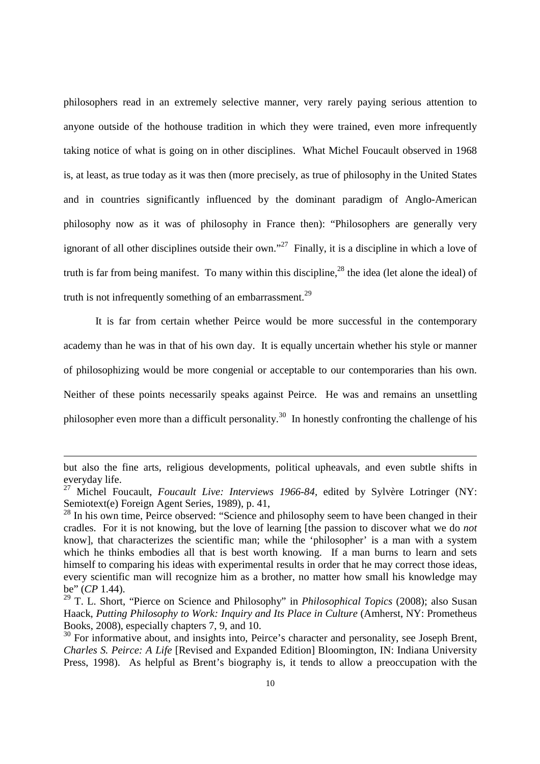philosophers read in an extremely selective manner, very rarely paying serious attention to anyone outside of the hothouse tradition in which they were trained, even more infrequently taking notice of what is going on in other disciplines. What Michel Foucault observed in 1968 is, at least, as true today as it was then (more precisely, as true of philosophy in the United States and in countries significantly influenced by the dominant paradigm of Anglo-American philosophy now as it was of philosophy in France then): "Philosophers are generally very ignorant of all other disciplines outside their own."[27] Finally, it is a discipline in which a love of truth is far from being manifest. To many within this discipline,[28] the idea (let alone the ideal) of truth is not infrequently something of an embarrassment.[29]

It is far from certain whether Peirce would be more successful in the contemporary academy than he was in that of his own day. It is equally uncertain whether his style or manner of philosophizing would be more congenial or acceptable to our contemporaries than his own. Neither of these points necessarily speaks against Peirce. He was and remains an unsettling philosopher even more than a difficult personality.[30] In honestly confronting the challenge of his

---

but also the fine arts, religious developments, political upheavals, and even subtle shifts in everyday life.

[27] Michel Foucault, *Foucault Live: Interviews 1966-84*, edited by Sylvère Lotringer (NY: Semiotext(e) Foreign Agent Series, 1989), p. 41,

[28] In his own time, Peirce observed: "Science and philosophy seem to have been changed in their cradles. For it is not knowing, but the love of learning [the passion to discover what we do *not* know], that characterizes the scientific man; while the 'philosopher' is a man with a system which he thinks embodies all that is best worth knowing. If a man burns to learn and sets himself to comparing his ideas with experimental results in order that he may correct those ideas, every scientific man will recognize him as a brother, no matter how small his knowledge may be" (*CP* 1.44).

[29] T. L. Short, "Pierce on Science and Philosophy" in *Philosophical Topics* (2008); also Susan Haack, *Putting Philosophy to Work: Inquiry and Its Place in Culture* (Amherst, NY: Prometheus Books, 2008), especially chapters 7, 9, and 10.

[30] For informative about, and insights into, Peirce's character and personality, see Joseph Brent, *Charles S. Peirce: A Life* [Revised and Expanded Edition] Bloomington, IN: Indiana University Press, 1998). As helpful as Brent's biography is, it tends to allow a preoccupation with the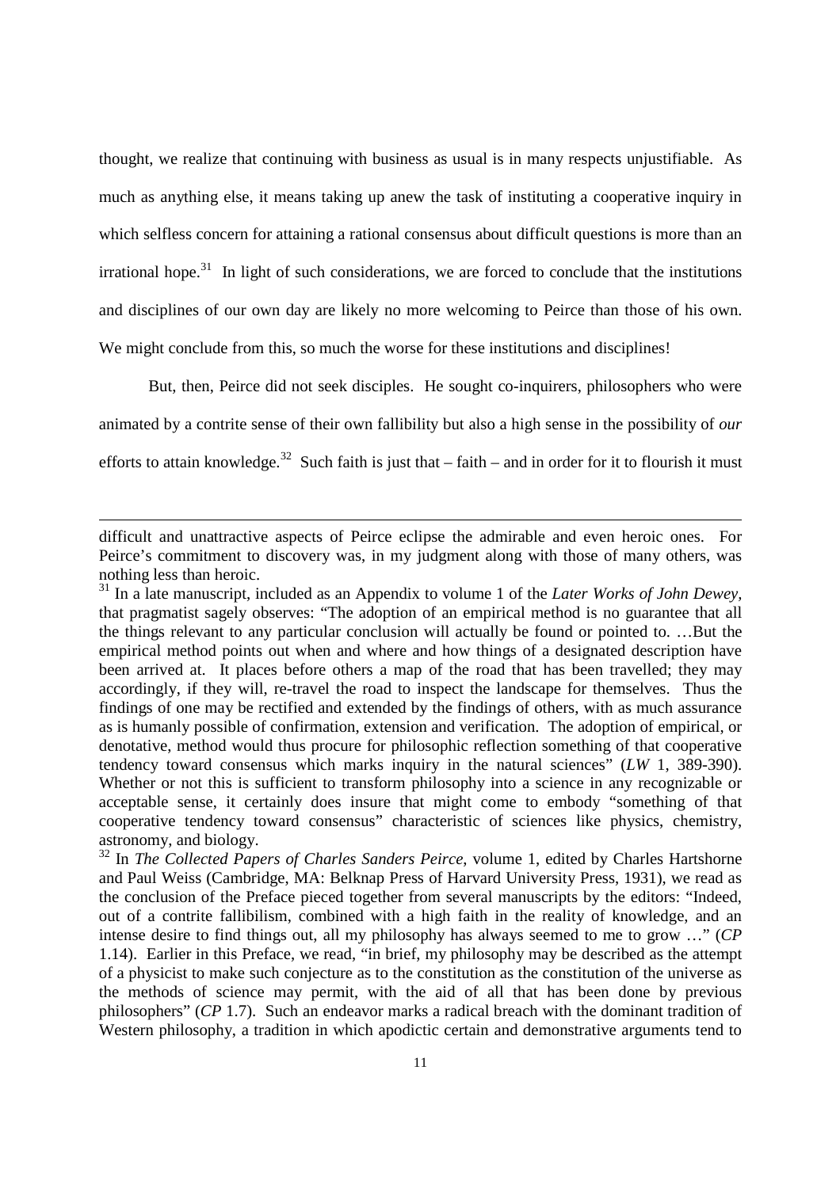thought, we realize that continuing with business as usual is in many respects unjustifiable. As much as anything else, it means taking up anew the task of instituting a cooperative inquiry in which selfless concern for attaining a rational consensus about difficult questions is more than an irrational hope.[31] In light of such considerations, we are forced to conclude that the institutions and disciplines of our own day are likely no more welcoming to Peirce than those of his own. We might conclude from this, so much the worse for these institutions and disciplines!

But, then, Peirce did not seek disciples. He sought co-inquirers, philosophers who were animated by a contrite sense of their own fallibility but also a high sense in the possibility of *our* efforts to attain knowledge.[32] Such faith is just that – faith – and in order for it to flourish it must

---

difficult and unattractive aspects of Peirce eclipse the admirable and even heroic ones. For Peirce's commitment to discovery was, in my judgment along with those of many others, was nothing less than heroic.

[31] In a late manuscript, included as an Appendix to volume 1 of the *Later Works of John Dewey,* that pragmatist sagely observes: "The adoption of an empirical method is no guarantee that all the things relevant to any particular conclusion will actually be found or pointed to. …But the empirical method points out when and where and how things of a designated description have been arrived at. It places before others a map of the road that has been travelled; they may accordingly, if they will, re-travel the road to inspect the landscape for themselves. Thus the findings of one may be rectified and extended by the findings of others, with as much assurance as is humanly possible of confirmation, extension and verification. The adoption of empirical, or denotative, method would thus procure for philosophic reflection something of that cooperative tendency toward consensus which marks inquiry in the natural sciences" (*LW* 1, 389-390). Whether or not this is sufficient to transform philosophy into a science in any recognizable or acceptable sense, it certainly does insure that might come to embody "something of that cooperative tendency toward consensus" characteristic of sciences like physics, chemistry, astronomy, and biology.

[32] In *The Collected Papers of Charles Sanders Peirce,* volume 1, edited by Charles Hartshorne and Paul Weiss (Cambridge, MA: Belknap Press of Harvard University Press, 1931), we read as the conclusion of the Preface pieced together from several manuscripts by the editors: "Indeed, out of a contrite fallibilism, combined with a high faith in the reality of knowledge, and an intense desire to find things out, all my philosophy has always seemed to me to grow …" (*CP* 1.14). Earlier in this Preface, we read, "in brief, my philosophy may be described as the attempt of a physicist to make such conjecture as to the constitution as the constitution of the universe as the methods of science may permit, with the aid of all that has been done by previous philosophers" (*CP* 1.7). Such an endeavor marks a radical breach with the dominant tradition of Western philosophy, a tradition in which apodictic certain and demonstrative arguments tend to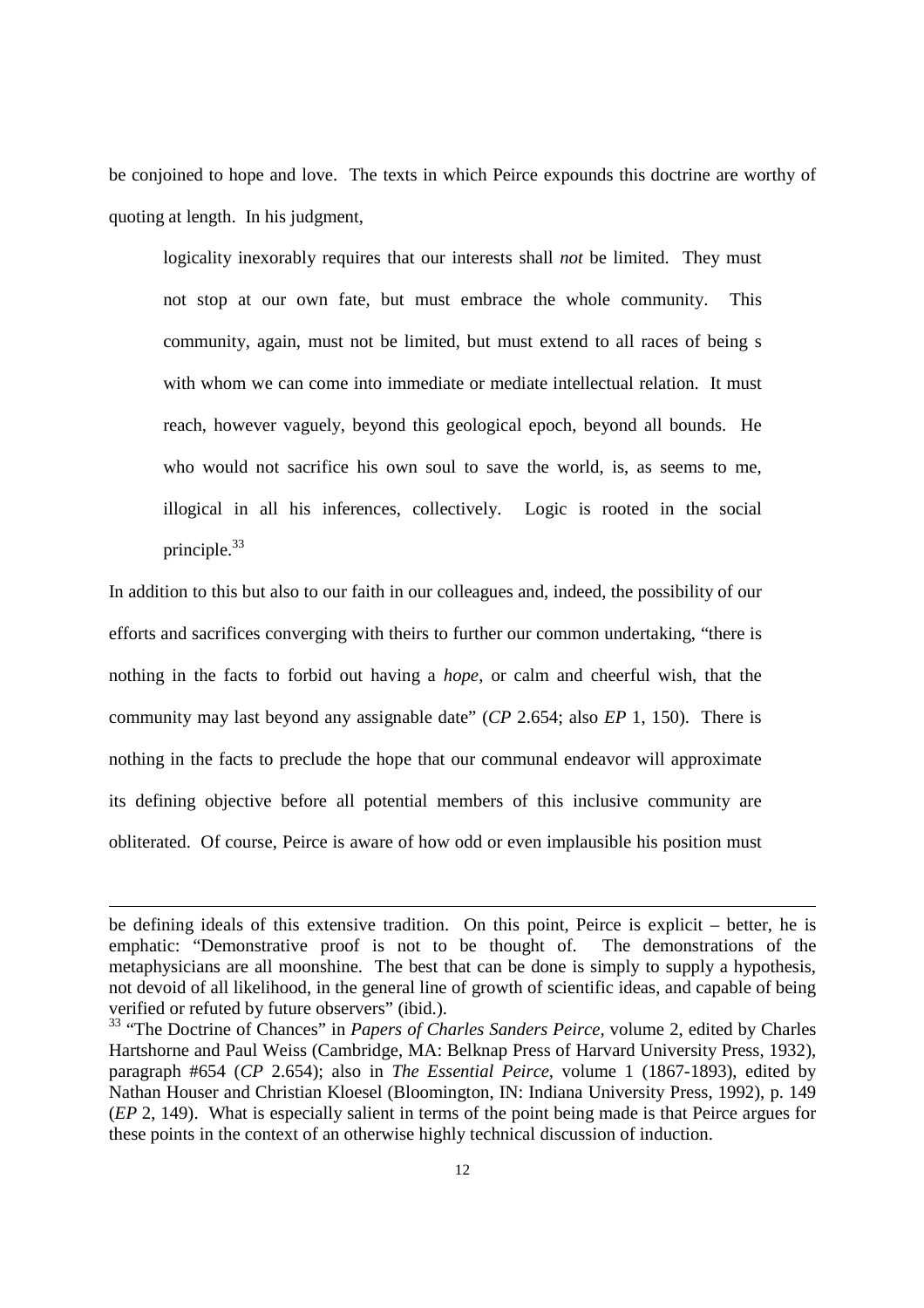be conjoined to hope and love. The texts in which Peirce expounds this doctrine are worthy of quoting at length. In his judgment,

> logicality inexorably requires that our interests shall *not* be limited. They must not stop at our own fate, but must embrace the whole community. This community, again, must not be limited, but must extend to all races of being s with whom we can come into immediate or mediate intellectual relation. It must reach, however vaguely, beyond this geological epoch, beyond all bounds. He who would not sacrifice his own soul to save the world, is, as seems to me, illogical in all his inferences, collectively. Logic is rooted in the social principle.[33]

In addition to this but also to our faith in our colleagues and, indeed, the possibility of our efforts and sacrifices converging with theirs to further our common undertaking, "there is nothing in the facts to forbid out having a *hope*, or calm and cheerful wish, that the community may last beyond any assignable date" (*CP* 2.654; also *EP* 1, 150). There is nothing in the facts to preclude the hope that our communal endeavor will approximate its defining objective before all potential members of this inclusive community are obliterated. Of course, Peirce is aware of how odd or even implausible his position must

---

be defining ideals of this extensive tradition. On this point, Peirce is explicit – better, he is emphatic: "Demonstrative proof is not to be thought of. The demonstrations of the metaphysicians are all moonshine. The best that can be done is simply to supply a hypothesis, not devoid of all likelihood, in the general line of growth of scientific ideas, and capable of being verified or refuted by future observers" (ibid.).

[33] "The Doctrine of Chances" in *Papers of Charles Sanders Peirce*, volume 2, edited by Charles Hartshorne and Paul Weiss (Cambridge, MA: Belknap Press of Harvard University Press, 1932), paragraph #654 (*CP* 2.654); also in *The Essential Peirce*, volume 1 (1867-1893), edited by Nathan Houser and Christian Kloesel (Bloomington, IN: Indiana University Press, 1992), p. 149 (*EP* 2, 149). What is especially salient in terms of the point being made is that Peirce argues for these points in the context of an otherwise highly technical discussion of induction.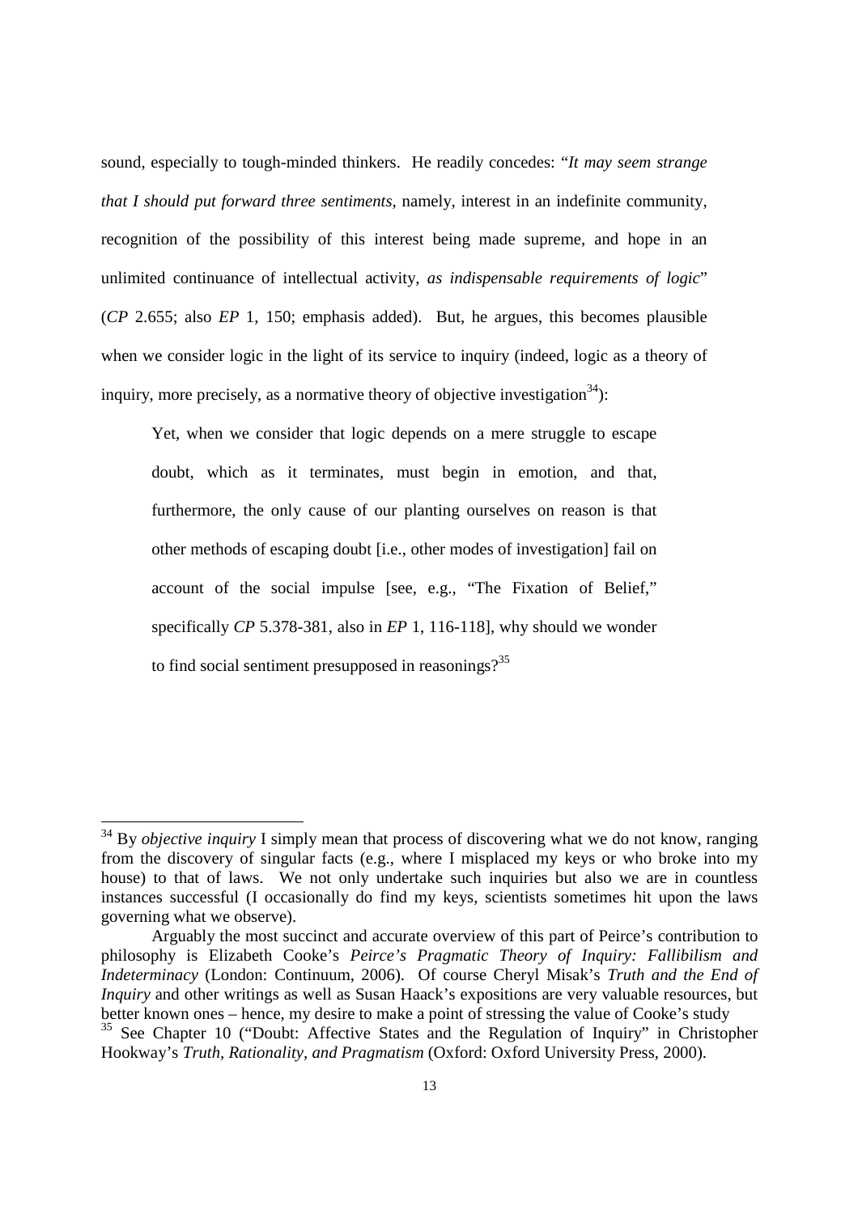sound, especially to tough-minded thinkers. He readily concedes: "*It may seem strange that I should put forward three sentiments*, namely, interest in an indefinite community, recognition of the possibility of this interest being made supreme, and hope in an unlimited continuance of intellectual activity, *as indispensable requirements of logic*" (*CP* 2.655; also *EP* 1, 150; emphasis added). But, he argues, this becomes plausible when we consider logic in the light of its service to inquiry (indeed, logic as a theory of inquiry, more precisely, as a normative theory of objective investigation[34]):

> Yet, when we consider that logic depends on a mere struggle to escape doubt, which as it terminates, must begin in emotion, and that, furthermore, the only cause of our planting ourselves on reason is that other methods of escaping doubt [i.e., other modes of investigation] fail on account of the social impulse [see, e.g., "The Fixation of Belief," specifically *CP* 5.378-381, also in *EP* 1, 116-118], why should we wonder to find social sentiment presupposed in reasonings?[35]

---

[34] By *objective inquiry* I simply mean that process of discovering what we do not know, ranging from the discovery of singular facts (e.g., where I misplaced my keys or who broke into my house) to that of laws. We not only undertake such inquiries but also we are in countless instances successful (I occasionally do find my keys, scientists sometimes hit upon the laws governing what we observe).

Arguably the most succinct and accurate overview of this part of Peirce's contribution to philosophy is Elizabeth Cooke's *Peirce's Pragmatic Theory of Inquiry: Fallibilism and Indeterminacy* (London: Continuum, 2006). Of course Cheryl Misak's *Truth and the End of Inquiry* and other writings as well as Susan Haack's expositions are very valuable resources, but better known ones – hence, my desire to make a point of stressing the value of Cooke's study

[35] See Chapter 10 ("Doubt: Affective States and the Regulation of Inquiry" in Christopher Hookway's *Truth, Rationality, and Pragmatism* (Oxford: Oxford University Press, 2000).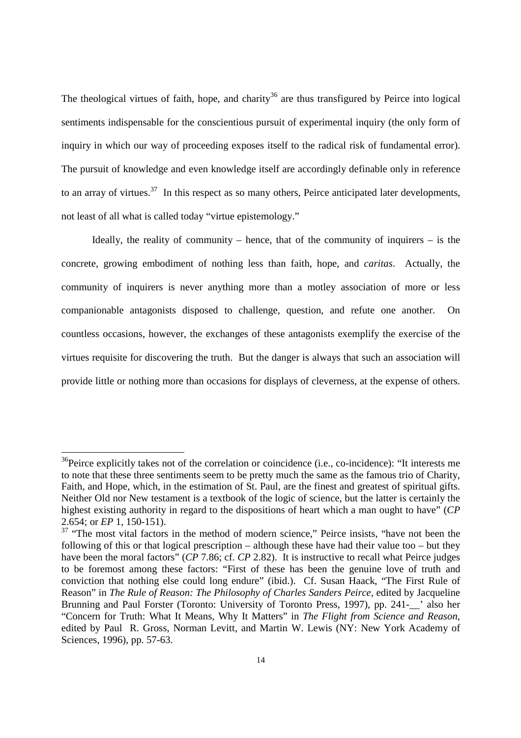The theological virtues of faith, hope, and charity[36] are thus transfigured by Peirce into logical sentiments indispensable for the conscientious pursuit of experimental inquiry (the only form of inquiry in which our way of proceeding exposes itself to the radical risk of fundamental error). The pursuit of knowledge and even knowledge itself are accordingly definable only in reference to an array of virtues.[37] In this respect as so many others, Peirce anticipated later developments, not least of all what is called today "virtue epistemology."

Ideally, the reality of community – hence, that of the community of inquirers – is the concrete, growing embodiment of nothing less than faith, hope, and *caritas*. Actually, the community of inquirers is never anything more than a motley association of more or less companionable antagonists disposed to challenge, question, and refute one another. On countless occasions, however, the exchanges of these antagonists exemplify the exercise of the virtues requisite for discovering the truth. But the danger is always that such an association will provide little or nothing more than occasions for displays of cleverness, at the expense of others.

---

[36] Peirce explicitly takes not of the correlation or coincidence (i.e., co-incidence): "It interests me to note that these three sentiments seem to be pretty much the same as the famous trio of Charity, Faith, and Hope, which, in the estimation of St. Paul, are the finest and greatest of spiritual gifts. Neither Old nor New testament is a textbook of the logic of science, but the latter is certainly the highest existing authority in regard to the dispositions of heart which a man ought to have" (*CP* 2.654; or *EP* 1, 150-151).

[37] "The most vital factors in the method of modern science," Peirce insists, "have not been the following of this or that logical prescription – although these have had their value too – but they have been the moral factors" (*CP* 7.86; cf. *CP* 2.82). It is instructive to recall what Peirce judges to be foremost among these factors: "First of these has been the genuine love of truth and conviction that nothing else could long endure" (ibid.). Cf. Susan Haack, "The First Rule of Reason" in *The Rule of Reason: The Philosophy of Charles Sanders Peirce*, edited by Jacqueline Brunning and Paul Forster (Toronto: University of Toronto Press, 1997), pp. 241-__' also her "Concern for Truth: What It Means, Why It Matters" in *The Flight from Science and Reason*, edited by Paul R. Gross, Norman Levitt, and Martin W. Lewis (NY: New York Academy of Sciences, 1996), pp. 57-63.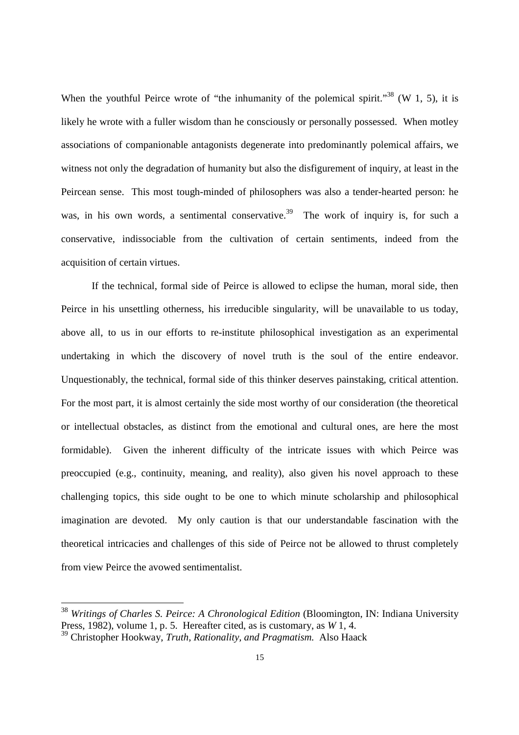When the youthful Peirce wrote of "the inhumanity of the polemical spirit."[38] (W 1, 5), it is likely he wrote with a fuller wisdom than he consciously or personally possessed. When motley associations of companionable antagonists degenerate into predominantly polemical affairs, we witness not only the degradation of humanity but also the disfigurement of inquiry, at least in the Peircean sense. This most tough-minded of philosophers was also a tender-hearted person: he was, in his own words, a sentimental conservative.[39] The work of inquiry is, for such a conservative, indissociable from the cultivation of certain sentiments, indeed from the acquisition of certain virtues.

If the technical, formal side of Peirce is allowed to eclipse the human, moral side, then Peirce in his unsettling otherness, his irreducible singularity, will be unavailable to us today, above all, to us in our efforts to re-institute philosophical investigation as an experimental undertaking in which the discovery of novel truth is the soul of the entire endeavor. Unquestionably, the technical, formal side of this thinker deserves painstaking, critical attention. For the most part, it is almost certainly the side most worthy of our consideration (the theoretical or intellectual obstacles, as distinct from the emotional and cultural ones, are here the most formidable). Given the inherent difficulty of the intricate issues with which Peirce was preoccupied (e.g., continuity, meaning, and reality), also given his novel approach to these challenging topics, this side ought to be one to which minute scholarship and philosophical imagination are devoted. My only caution is that our understandable fascination with the theoretical intricacies and challenges of this side of Peirce not be allowed to thrust completely from view Peirce the avowed sentimentalist.

---

[38] *Writings of Charles S. Peirce: A Chronological Edition* (Bloomington, IN: Indiana University Press, 1982), volume 1, p. 5. Hereafter cited, as is customary, as *W* 1, 4.

[39] Christopher Hookway, *Truth, Rationality, and Pragmatism.* Also Haack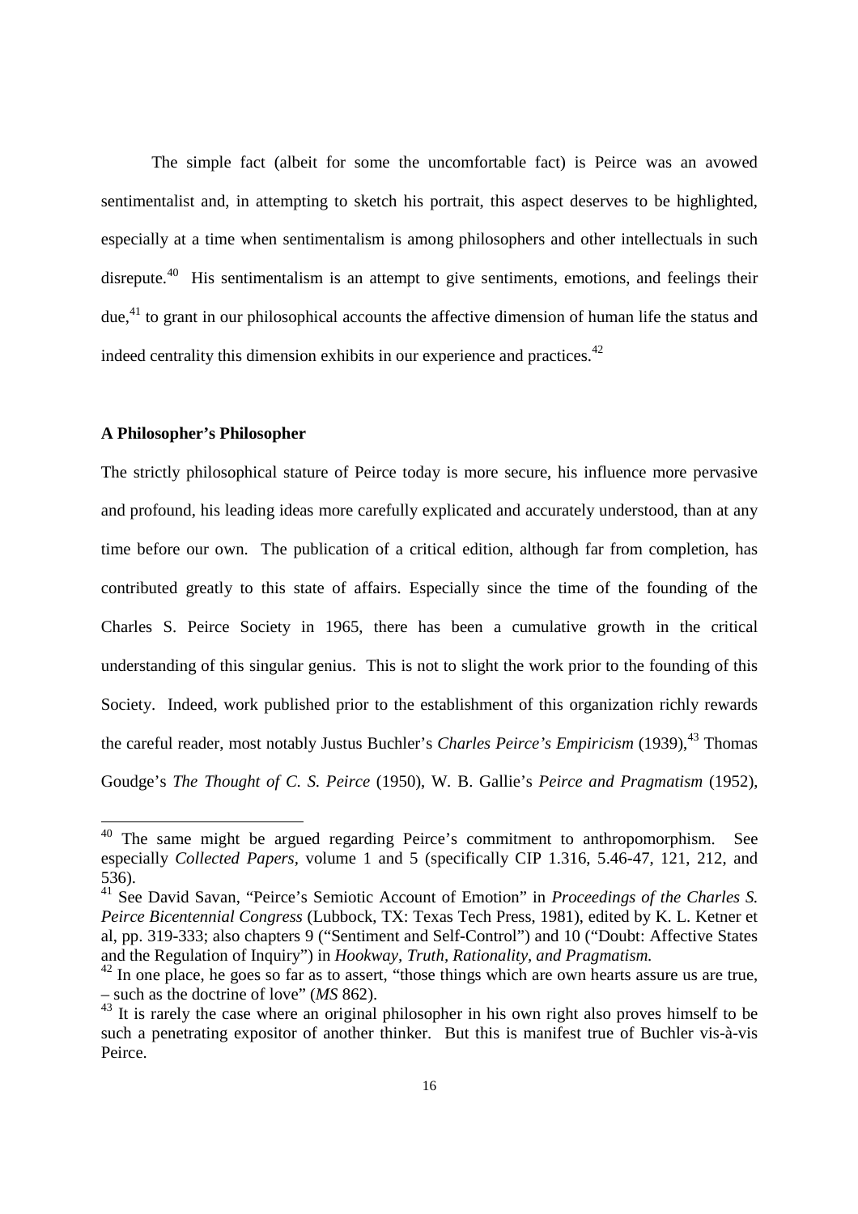The simple fact (albeit for some the uncomfortable fact) is Peirce was an avowed sentimentalist and, in attempting to sketch his portrait, this aspect deserves to be highlighted, especially at a time when sentimentalism is among philosophers and other intellectuals in such disrepute.[40] His sentimentalism is an attempt to give sentiments, emotions, and feelings their due,[41] to grant in our philosophical accounts the affective dimension of human life the status and indeed centrality this dimension exhibits in our experience and practices.[42]

**A Philosopher's Philosopher**

The strictly philosophical stature of Peirce today is more secure, his influence more pervasive and profound, his leading ideas more carefully explicated and accurately understood, than at any time before our own. The publication of a critical edition, although far from completion, has contributed greatly to this state of affairs. Especially since the time of the founding of the Charles S. Peirce Society in 1965, there has been a cumulative growth in the critical understanding of this singular genius. This is not to slight the work prior to the founding of this Society. Indeed, work published prior to the establishment of this organization richly rewards the careful reader, most notably Justus Buchler's *Charles Peirce's Empiricism* (1939),[43] Thomas Goudge's *The Thought of C. S. Peirce* (1950), W. B. Gallie's *Peirce and Pragmatism* (1952),

---

[40] The same might be argued regarding Peirce's commitment to anthropomorphism. See especially *Collected Papers*, volume 1 and 5 (specifically CIP 1.316, 5.46-47, 121, 212, and 536).

[41] See David Savan, "Peirce's Semiotic Account of Emotion" in *Proceedings of the Charles S. Peirce Bicentennial Congress* (Lubbock, TX: Texas Tech Press, 1981), edited by K. L. Ketner et al, pp. 319-333; also chapters 9 ("Sentiment and Self-Control") and 10 ("Doubt: Affective States and the Regulation of Inquiry") in *Hookway, Truth, Rationality, and Pragmatism.*

[42] In one place, he goes so far as to assert, "those things which are own hearts assure us are true, – such as the doctrine of love" (*MS* 862).

[43] It is rarely the case where an original philosopher in his own right also proves himself to be such a penetrating expositor of another thinker. But this is manifest true of Buchler vis-à-vis Peirce.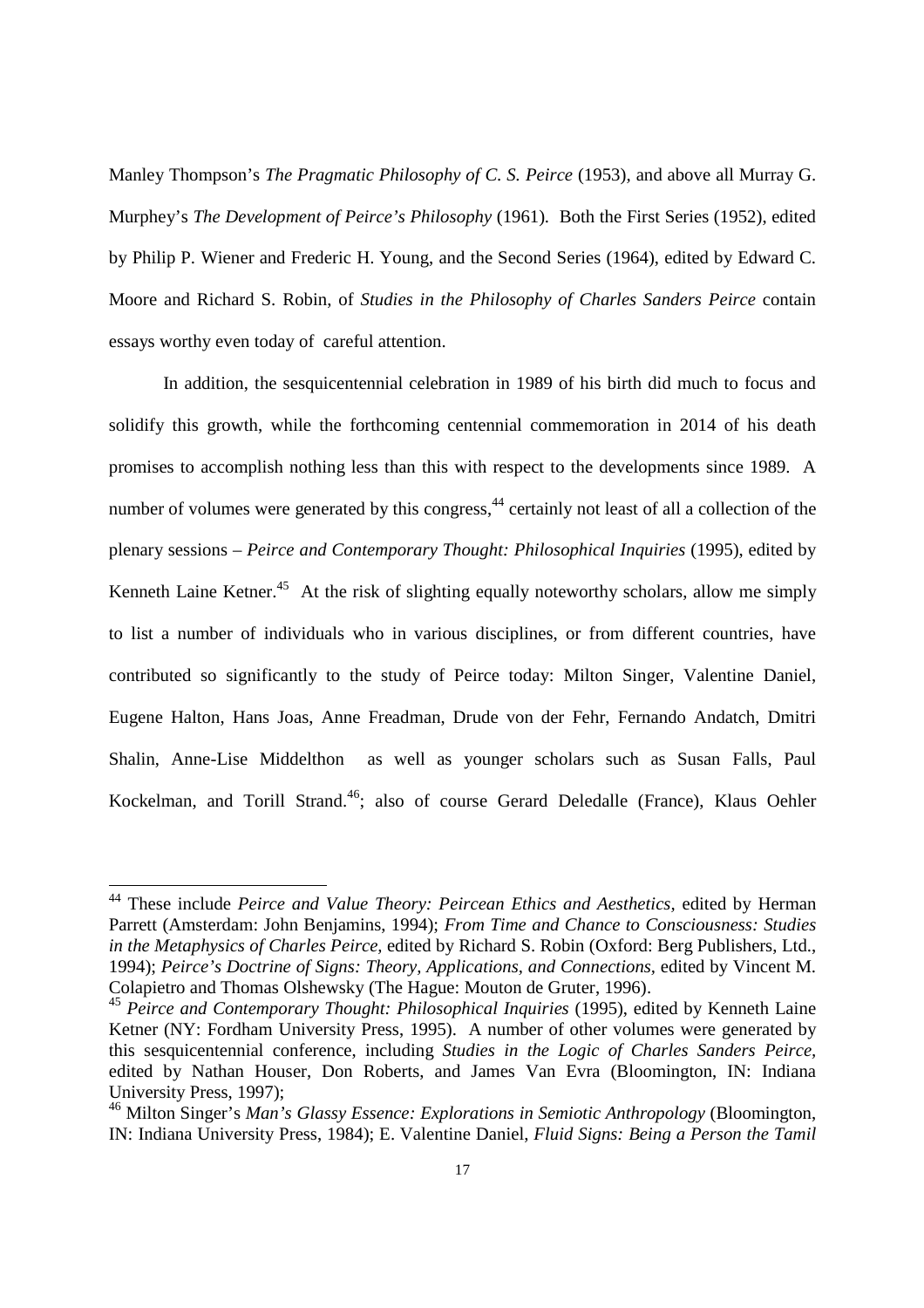Manley Thompson's *The Pragmatic Philosophy of C. S. Peirce* (1953), and above all Murray G. Murphey's *The Development of Peirce's Philosophy* (1961). Both the First Series (1952), edited by Philip P. Wiener and Frederic H. Young, and the Second Series (1964), edited by Edward C. Moore and Richard S. Robin, of *Studies in the Philosophy of Charles Sanders Peirce* contain essays worthy even today of careful attention.

In addition, the sesquicentennial celebration in 1989 of his birth did much to focus and solidify this growth, while the forthcoming centennial commemoration in 2014 of his death promises to accomplish nothing less than this with respect to the developments since 1989. A number of volumes were generated by this congress,[44] certainly not least of all a collection of the plenary sessions – *Peirce and Contemporary Thought: Philosophical Inquiries* (1995), edited by Kenneth Laine Ketner.[45] At the risk of slighting equally noteworthy scholars, allow me simply to list a number of individuals who in various disciplines, or from different countries, have contributed so significantly to the study of Peirce today: Milton Singer, Valentine Daniel, Eugene Halton, Hans Joas, Anne Freadman, Drude von der Fehr, Fernando Andatch, Dmitri Shalin, Anne-Lise Middelthon as well as younger scholars such as Susan Falls, Paul Kockelman, and Torill Strand.[46]; also of course Gerard Deledalle (France), Klaus Oehler

---

[44] These include *Peirce and Value Theory: Peircean Ethics and Aesthetics*, edited by Herman Parrett (Amsterdam: John Benjamins, 1994); *From Time and Chance to Consciousness: Studies in the Metaphysics of Charles Peirce*, edited by Richard S. Robin (Oxford: Berg Publishers, Ltd., 1994); *Peirce's Doctrine of Signs: Theory, Applications, and Connections*, edited by Vincent M. Colapietro and Thomas Olshewsky (The Hague: Mouton de Gruter, 1996).

[45] *Peirce and Contemporary Thought: Philosophical Inquiries* (1995), edited by Kenneth Laine Ketner (NY: Fordham University Press, 1995). A number of other volumes were generated by this sesquicentennial conference, including *Studies in the Logic of Charles Sanders Peirce,* edited by Nathan Houser, Don Roberts, and James Van Evra (Bloomington, IN: Indiana University Press, 1997);

[46] Milton Singer's *Man's Glassy Essence: Explorations in Semiotic Anthropology* (Bloomington, IN: Indiana University Press, 1984); E. Valentine Daniel, *Fluid Signs: Being a Person the Tamil*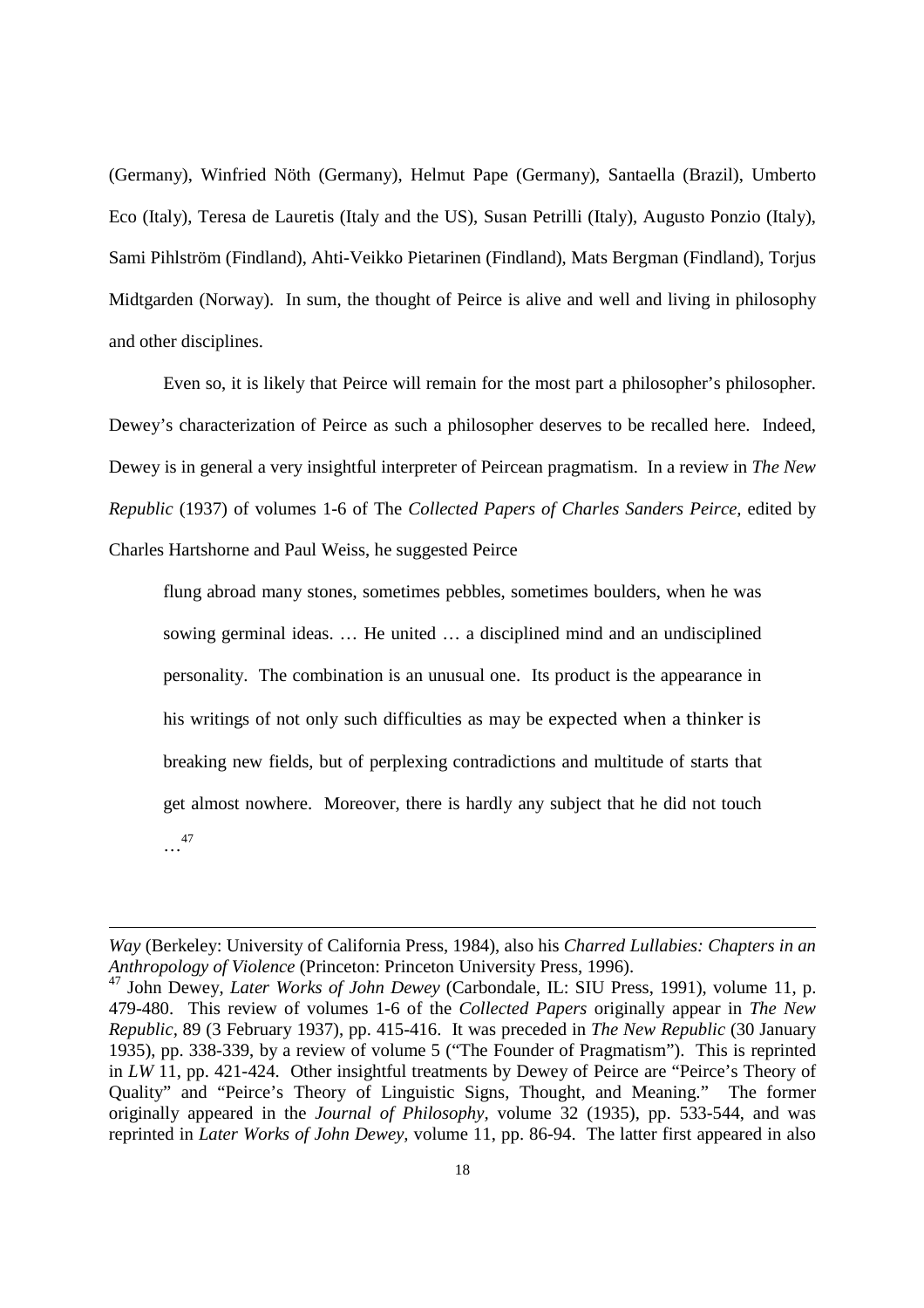(Germany), Winfried Nöth (Germany), Helmut Pape (Germany), Santaella (Brazil), Umberto Eco (Italy), Teresa de Lauretis (Italy and the US), Susan Petrilli (Italy), Augusto Ponzio (Italy), Sami Pihlström (Findland), Ahti-Veikko Pietarinen (Findland), Mats Bergman (Findland), Torjus Midtgarden (Norway). In sum, the thought of Peirce is alive and well and living in philosophy and other disciplines.

Even so, it is likely that Peirce will remain for the most part a philosopher's philosopher. Dewey's characterization of Peirce as such a philosopher deserves to be recalled here. Indeed, Dewey is in general a very insightful interpreter of Peircean pragmatism. In a review in *The New Republic* (1937) of volumes 1-6 of The *Collected Papers of Charles Sanders Peirce,* edited by Charles Hartshorne and Paul Weiss, he suggested Peirce

> flung abroad many stones, sometimes pebbles, sometimes boulders, when he was sowing germinal ideas. … He united … a disciplined mind and an undisciplined personality. The combination is an unusual one. Its product is the appearance in his writings of not only such difficulties as may be expected when a thinker is breaking new fields, but of perplexing contradictions and multitude of starts that get almost nowhere. Moreover, there is hardly any subject that he did not touch …[47]

---

*Way* (Berkeley: University of California Press, 1984), also his *Charred Lullabies: Chapters in an Anthropology of Violence* (Princeton: Princeton University Press, 1996).

[47] John Dewey, *Later Works of John Dewey* (Carbondale, IL: SIU Press, 1991), volume 11, p. 479-480. This review of volumes 1-6 of the *Collected Papers* originally appear in *The New Republic*, 89 (3 February 1937), pp. 415-416. It was preceded in *The New Republic* (30 January 1935), pp. 338-339, by a review of volume 5 ("The Founder of Pragmatism"). This is reprinted in *LW* 11, pp. 421-424. Other insightful treatments by Dewey of Peirce are "Peirce's Theory of Quality" and "Peirce's Theory of Linguistic Signs, Thought, and Meaning." The former originally appeared in the *Journal of Philosophy*, volume 32 (1935), pp. 533-544, and was reprinted in *Later Works of John Dewey,* volume 11, pp. 86-94. The latter first appeared in also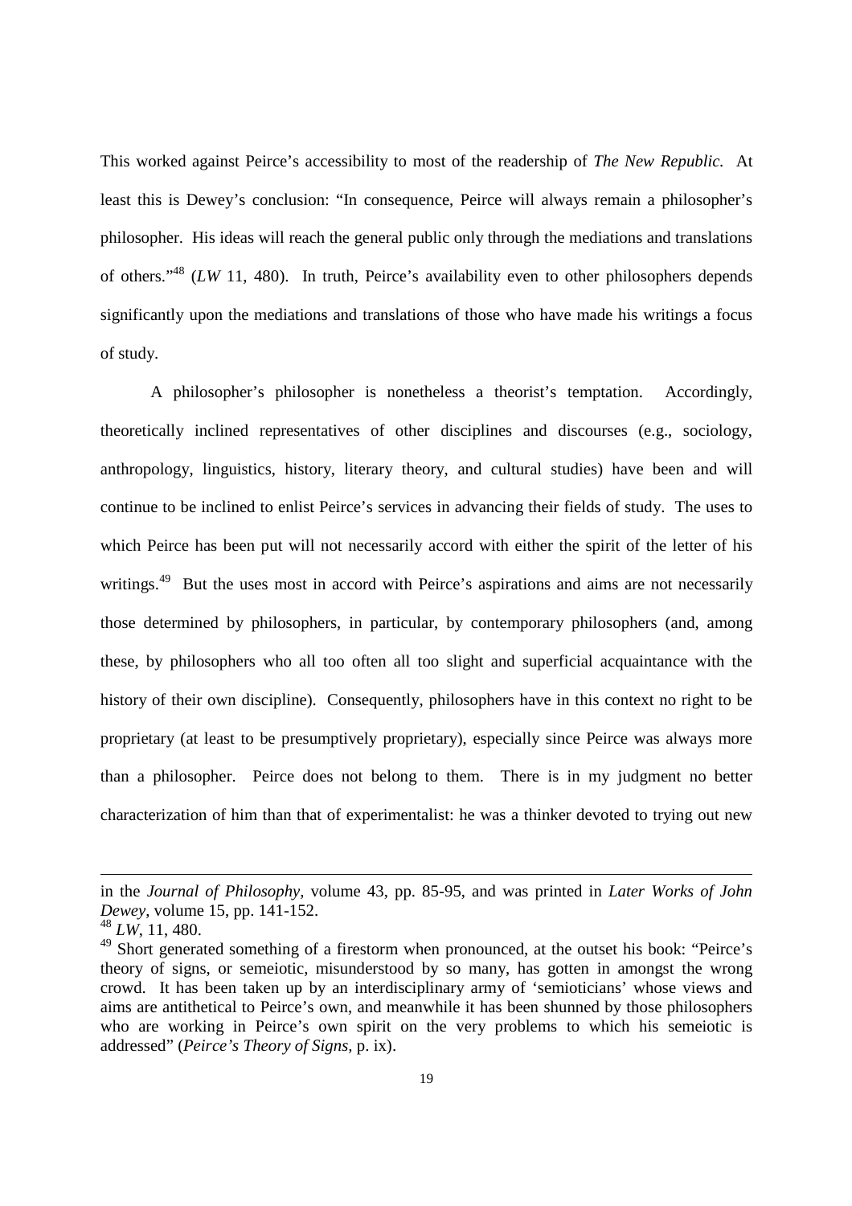This worked against Peirce's accessibility to most of the readership of *The New Republic.* At least this is Dewey's conclusion: "In consequence, Peirce will always remain a philosopher's philosopher. His ideas will reach the general public only through the mediations and translations of others."[48] (*LW* 11, 480). In truth, Peirce's availability even to other philosophers depends significantly upon the mediations and translations of those who have made his writings a focus of study.

A philosopher's philosopher is nonetheless a theorist's temptation. Accordingly, theoretically inclined representatives of other disciplines and discourses (e.g., sociology, anthropology, linguistics, history, literary theory, and cultural studies) have been and will continue to be inclined to enlist Peirce's services in advancing their fields of study. The uses to which Peirce has been put will not necessarily accord with either the spirit of the letter of his writings.[49] But the uses most in accord with Peirce's aspirations and aims are not necessarily those determined by philosophers, in particular, by contemporary philosophers (and, among these, by philosophers who all too often all too slight and superficial acquaintance with the history of their own discipline). Consequently, philosophers have in this context no right to be proprietary (at least to be presumptively proprietary), especially since Peirce was always more than a philosopher. Peirce does not belong to them. There is in my judgment no better characterization of him than that of experimentalist: he was a thinker devoted to trying out new

---

in the *Journal of Philosophy*, volume 43, pp. 85-95, and was printed in *Later Works of John Dewey*, volume 15, pp. 141-152.

[48] *LW*, 11, 480.

[49] Short generated something of a firestorm when pronounced, at the outset his book: "Peirce's theory of signs, or semeiotic, misunderstood by so many, has gotten in amongst the wrong crowd. It has been taken up by an interdisciplinary army of 'semioticians' whose views and aims are antithetical to Peirce's own, and meanwhile it has been shunned by those philosophers who are working in Peirce's own spirit on the very problems to which his semeiotic is addressed" (*Peirce's Theory of Signs*, p. ix).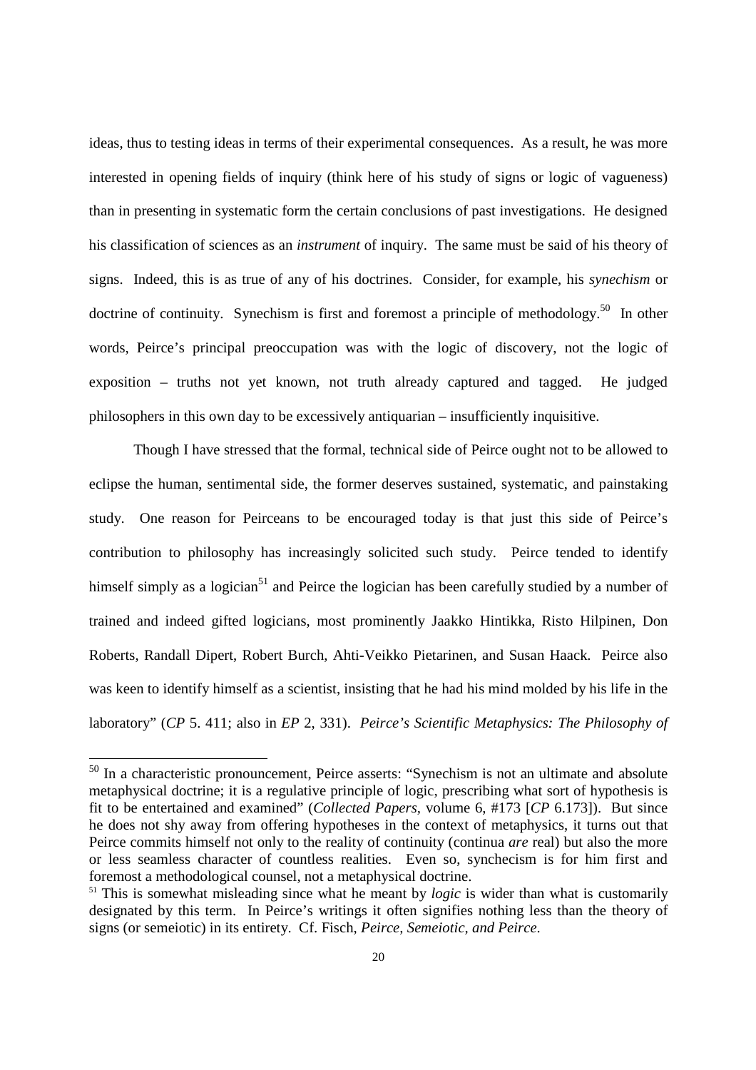ideas, thus to testing ideas in terms of their experimental consequences. As a result, he was more interested in opening fields of inquiry (think here of his study of signs or logic of vagueness) than in presenting in systematic form the certain conclusions of past investigations. He designed his classification of sciences as an *instrument* of inquiry. The same must be said of his theory of signs. Indeed, this is as true of any of his doctrines. Consider, for example, his *synechism* or doctrine of continuity. Synechism is first and foremost a principle of methodology.[50] In other words, Peirce's principal preoccupation was with the logic of discovery, not the logic of exposition – truths not yet known, not truth already captured and tagged. He judged philosophers in this own day to be excessively antiquarian – insufficiently inquisitive.

Though I have stressed that the formal, technical side of Peirce ought not to be allowed to eclipse the human, sentimental side, the former deserves sustained, systematic, and painstaking study. One reason for Peirceans to be encouraged today is that just this side of Peirce's contribution to philosophy has increasingly solicited such study. Peirce tended to identify himself simply as a logician[51] and Peirce the logician has been carefully studied by a number of trained and indeed gifted logicians, most prominently Jaakko Hintikka, Risto Hilpinen, Don Roberts, Randall Dipert, Robert Burch, Ahti-Veikko Pietarinen, and Susan Haack. Peirce also was keen to identify himself as a scientist, insisting that he had his mind molded by his life in the laboratory" (*CP* 5. 411; also in *EP* 2, 331). *Peirce's Scientific Metaphysics: The Philosophy of*

---

[50] In a characteristic pronouncement, Peirce asserts: "Synechism is not an ultimate and absolute metaphysical doctrine; it is a regulative principle of logic, prescribing what sort of hypothesis is fit to be entertained and examined" (*Collected Papers*, volume 6, #173 [*CP* 6.173]). But since he does not shy away from offering hypotheses in the context of metaphysics, it turns out that Peirce commits himself not only to the reality of continuity (continua *are* real) but also the more or less seamless character of countless realities. Even so, synchecism is for him first and foremost a methodological counsel, not a metaphysical doctrine.

[51] This is somewhat misleading since what he meant by *logic* is wider than what is customarily designated by this term. In Peirce's writings it often signifies nothing less than the theory of signs (or semeiotic) in its entirety. Cf. Fisch, *Peirce, Semeiotic, and Peirce*.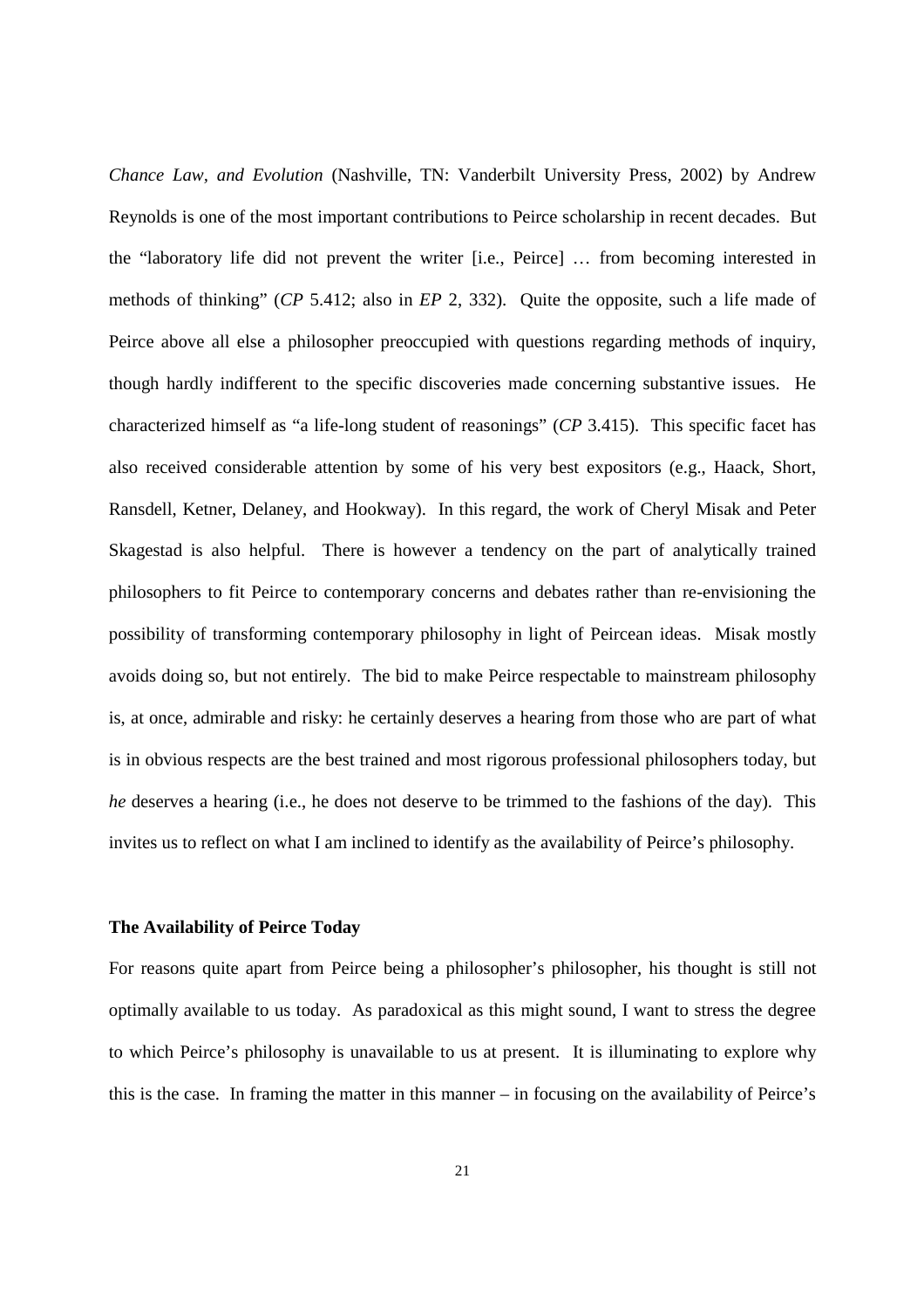*Chance Law, and Evolution* (Nashville, TN: Vanderbilt University Press, 2002) by Andrew Reynolds is one of the most important contributions to Peirce scholarship in recent decades. But the "laboratory life did not prevent the writer [i.e., Peirce] … from becoming interested in methods of thinking" (*CP* 5.412; also in *EP* 2, 332). Quite the opposite, such a life made of Peirce above all else a philosopher preoccupied with questions regarding methods of inquiry, though hardly indifferent to the specific discoveries made concerning substantive issues. He characterized himself as "a life-long student of reasonings" (*CP* 3.415). This specific facet has also received considerable attention by some of his very best expositors (e.g., Haack, Short, Ransdell, Ketner, Delaney, and Hookway). In this regard, the work of Cheryl Misak and Peter Skagestad is also helpful. There is however a tendency on the part of analytically trained philosophers to fit Peirce to contemporary concerns and debates rather than re-envisioning the possibility of transforming contemporary philosophy in light of Peircean ideas. Misak mostly avoids doing so, but not entirely. The bid to make Peirce respectable to mainstream philosophy is, at once, admirable and risky: he certainly deserves a hearing from those who are part of what is in obvious respects are the best trained and most rigorous professional philosophers today, but *he* deserves a hearing (i.e., he does not deserve to be trimmed to the fashions of the day). This invites us to reflect on what I am inclined to identify as the availability of Peirce's philosophy.

**The Availability of Peirce Today**

For reasons quite apart from Peirce being a philosopher's philosopher, his thought is still not optimally available to us today. As paradoxical as this might sound, I want to stress the degree to which Peirce's philosophy is unavailable to us at present. It is illuminating to explore why this is the case. In framing the matter in this manner – in focusing on the availability of Peirce's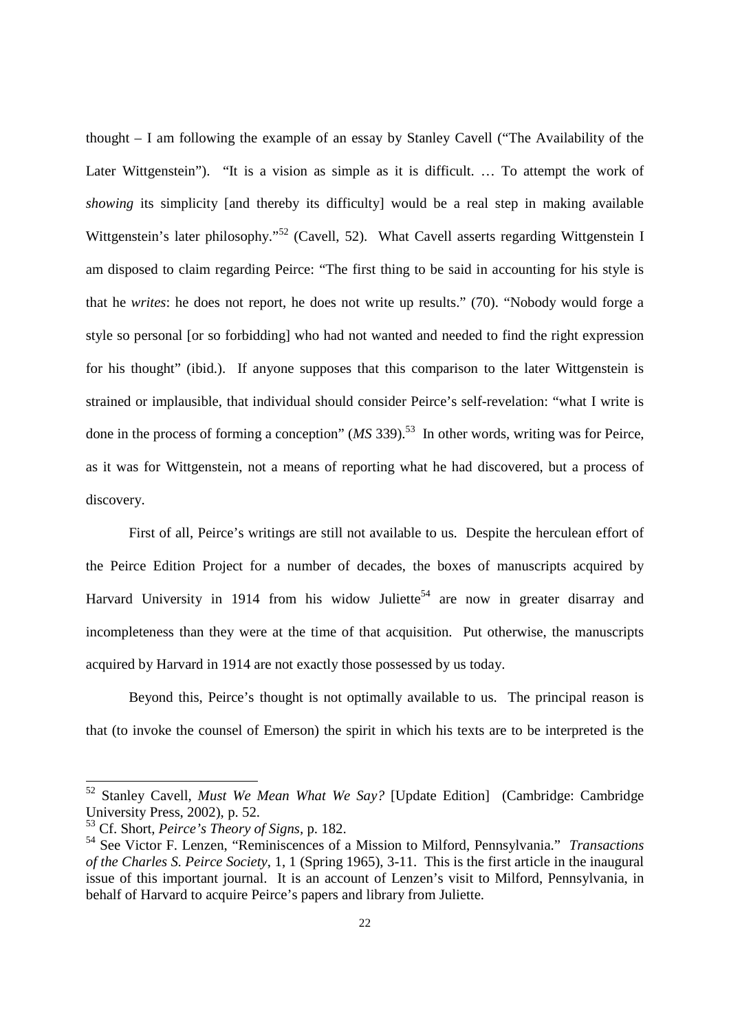thought – I am following the example of an essay by Stanley Cavell ("The Availability of the Later Wittgenstein"). "It is a vision as simple as it is difficult. … To attempt the work of *showing* its simplicity [and thereby its difficulty] would be a real step in making available Wittgenstein's later philosophy."[52] (Cavell, 52). What Cavell asserts regarding Wittgenstein I am disposed to claim regarding Peirce: "The first thing to be said in accounting for his style is that he *writes*: he does not report, he does not write up results." (70). "Nobody would forge a style so personal [or so forbidding] who had not wanted and needed to find the right expression for his thought" (ibid.). If anyone supposes that this comparison to the later Wittgenstein is strained or implausible, that individual should consider Peirce's self-revelation: "what I write is done in the process of forming a conception" (*MS* 339).[53] In other words, writing was for Peirce, as it was for Wittgenstein, not a means of reporting what he had discovered, but a process of discovery.

First of all, Peirce's writings are still not available to us. Despite the herculean effort of the Peirce Edition Project for a number of decades, the boxes of manuscripts acquired by Harvard University in 1914 from his widow Juliette[54] are now in greater disarray and incompleteness than they were at the time of that acquisition. Put otherwise, the manuscripts acquired by Harvard in 1914 are not exactly those possessed by us today.

Beyond this, Peirce's thought is not optimally available to us. The principal reason is that (to invoke the counsel of Emerson) the spirit in which his texts are to be interpreted is the

---

[52] Stanley Cavell, *Must We Mean What We Say?* [Update Edition] (Cambridge: Cambridge University Press, 2002), p. 52.

[53] Cf. Short, *Peirce's Theory of Signs*, p. 182.

[54] See Victor F. Lenzen, "Reminiscences of a Mission to Milford, Pennsylvania." *Transactions of the Charles S. Peirce Society*, 1, 1 (Spring 1965), 3-11. This is the first article in the inaugural issue of this important journal. It is an account of Lenzen's visit to Milford, Pennsylvania, in behalf of Harvard to acquire Peirce's papers and library from Juliette.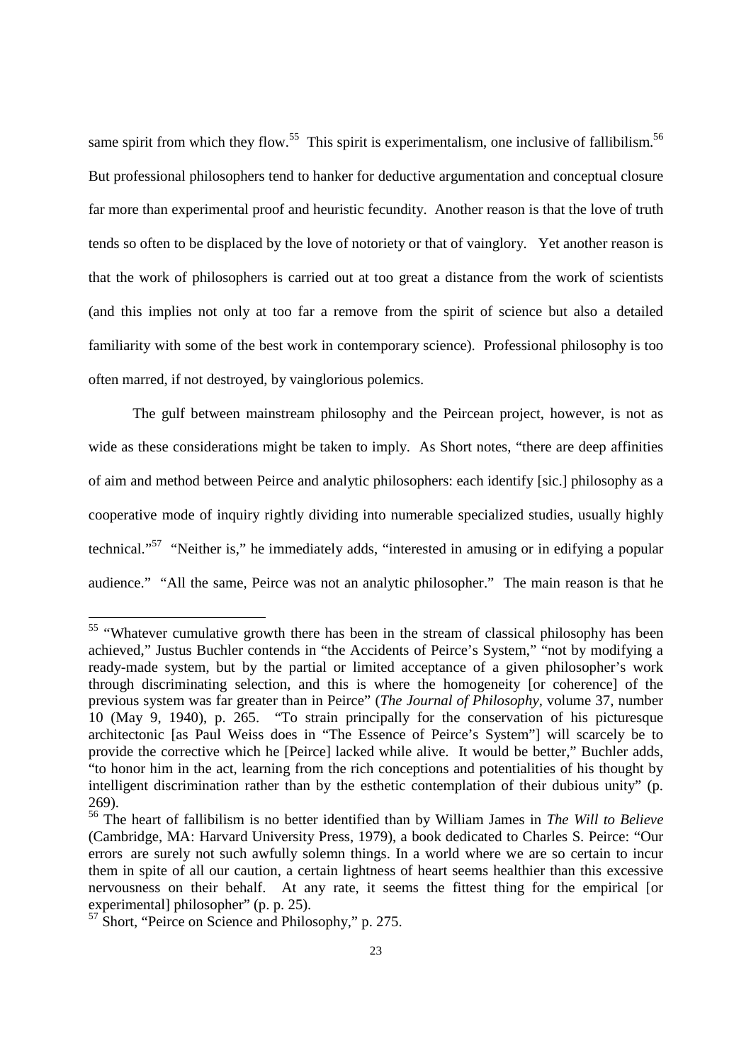same spirit from which they flow.[55] This spirit is experimentalism, one inclusive of fallibilism.[56] But professional philosophers tend to hanker for deductive argumentation and conceptual closure far more than experimental proof and heuristic fecundity. Another reason is that the love of truth tends so often to be displaced by the love of notoriety or that of vainglory. Yet another reason is that the work of philosophers is carried out at too great a distance from the work of scientists (and this implies not only at too far a remove from the spirit of science but also a detailed familiarity with some of the best work in contemporary science). Professional philosophy is too often marred, if not destroyed, by vainglorious polemics.

The gulf between mainstream philosophy and the Peircean project, however, is not as wide as these considerations might be taken to imply. As Short notes, "there are deep affinities of aim and method between Peirce and analytic philosophers: each identify [sic.] philosophy as a cooperative mode of inquiry rightly dividing into numerable specialized studies, usually highly technical."[57] "Neither is," he immediately adds, "interested in amusing or in edifying a popular audience." "All the same, Peirce was not an analytic philosopher." The main reason is that he

---

[55] "Whatever cumulative growth there has been in the stream of classical philosophy has been achieved," Justus Buchler contends in "the Accidents of Peirce's System," "not by modifying a ready-made system, but by the partial or limited acceptance of a given philosopher's work through discriminating selection, and this is where the homogeneity [or coherence] of the previous system was far greater than in Peirce" (*The Journal of Philosophy*, volume 37, number 10 (May 9, 1940), p. 265. "To strain principally for the conservation of his picturesque architectonic [as Paul Weiss does in "The Essence of Peirce's System"] will scarcely be to provide the corrective which he [Peirce] lacked while alive. It would be better," Buchler adds, "to honor him in the act, learning from the rich conceptions and potentialities of his thought by intelligent discrimination rather than by the esthetic contemplation of their dubious unity" (p. 269).

[56] The heart of fallibilism is no better identified than by William James in *The Will to Believe* (Cambridge, MA: Harvard University Press, 1979), a book dedicated to Charles S. Peirce: "Our errors are surely not such awfully solemn things. In a world where we are so certain to incur them in spite of all our caution, a certain lightness of heart seems healthier than this excessive nervousness on their behalf. At any rate, it seems the fittest thing for the empirical [or experimental] philosopher" (p. p. 25).

[57] Short, "Peirce on Science and Philosophy," p. 275.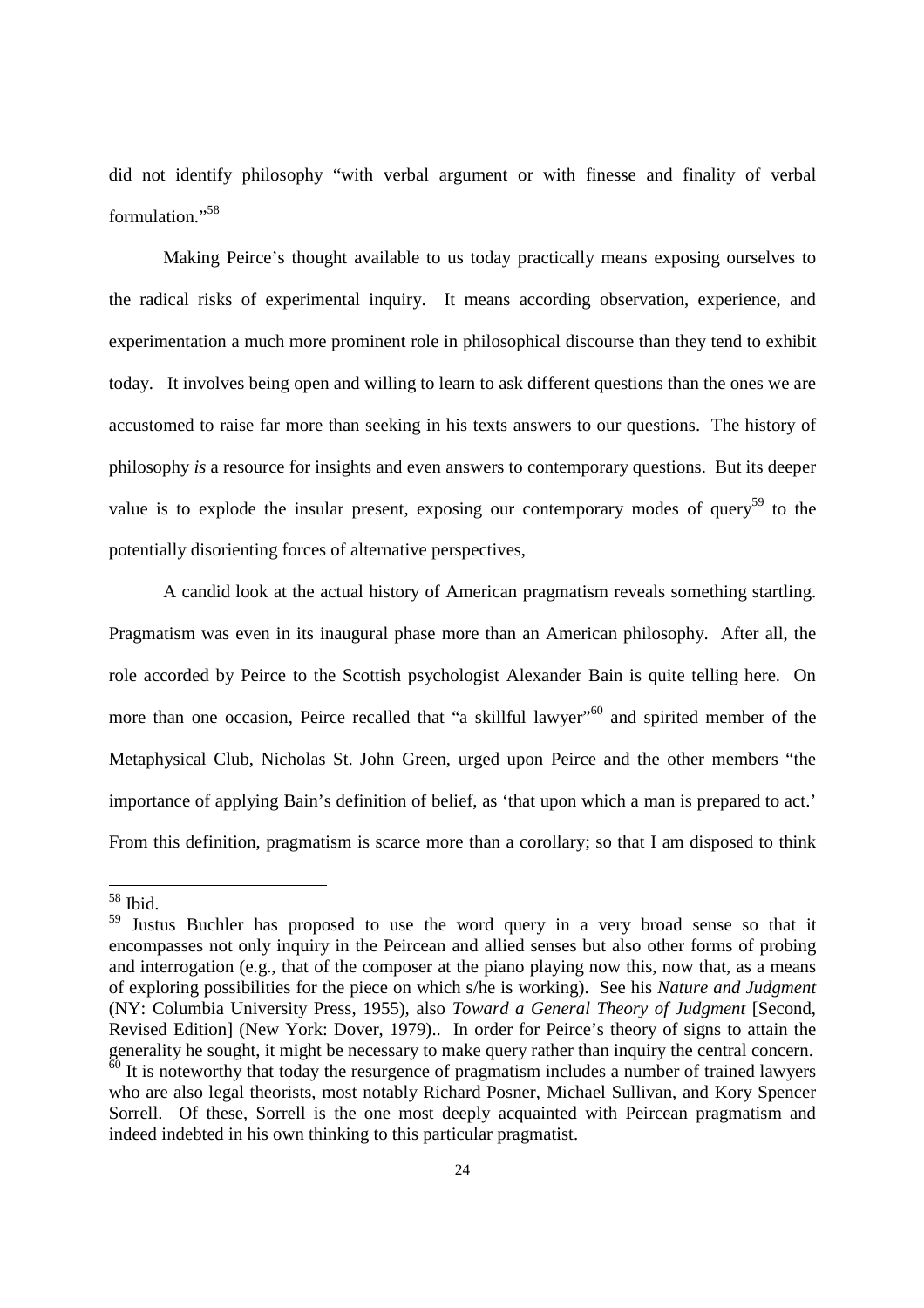did not identify philosophy "with verbal argument or with finesse and finality of verbal formulation."[58]

Making Peirce's thought available to us today practically means exposing ourselves to the radical risks of experimental inquiry. It means according observation, experience, and experimentation a much more prominent role in philosophical discourse than they tend to exhibit today. It involves being open and willing to learn to ask different questions than the ones we are accustomed to raise far more than seeking in his texts answers to our questions. The history of philosophy *is* a resource for insights and even answers to contemporary questions. But its deeper value is to explode the insular present, exposing our contemporary modes of query[59] to the potentially disorienting forces of alternative perspectives,

A candid look at the actual history of American pragmatism reveals something startling. Pragmatism was even in its inaugural phase more than an American philosophy. After all, the role accorded by Peirce to the Scottish psychologist Alexander Bain is quite telling here. On more than one occasion, Peirce recalled that "a skillful lawyer"[60] and spirited member of the Metaphysical Club, Nicholas St. John Green, urged upon Peirce and the other members "the importance of applying Bain's definition of belief, as 'that upon which a man is prepared to act.' From this definition, pragmatism is scarce more than a corollary; so that I am disposed to think

---

[58] Ibid.

[59] Justus Buchler has proposed to use the word query in a very broad sense so that it encompasses not only inquiry in the Peircean and allied senses but also other forms of probing and interrogation (e.g., that of the composer at the piano playing now this, now that, as a means of exploring possibilities for the piece on which s/he is working). See his *Nature and Judgment* (NY: Columbia University Press, 1955), also *Toward a General Theory of Judgment* [Second, Revised Edition] (New York: Dover, 1979).. In order for Peirce's theory of signs to attain the generality he sought, it might be necessary to make query rather than inquiry the central concern.

[60] It is noteworthy that today the resurgence of pragmatism includes a number of trained lawyers who are also legal theorists, most notably Richard Posner, Michael Sullivan, and Kory Spencer Sorrell. Of these, Sorrell is the one most deeply acquainted with Peircean pragmatism and indeed indebted in his own thinking to this particular pragmatist.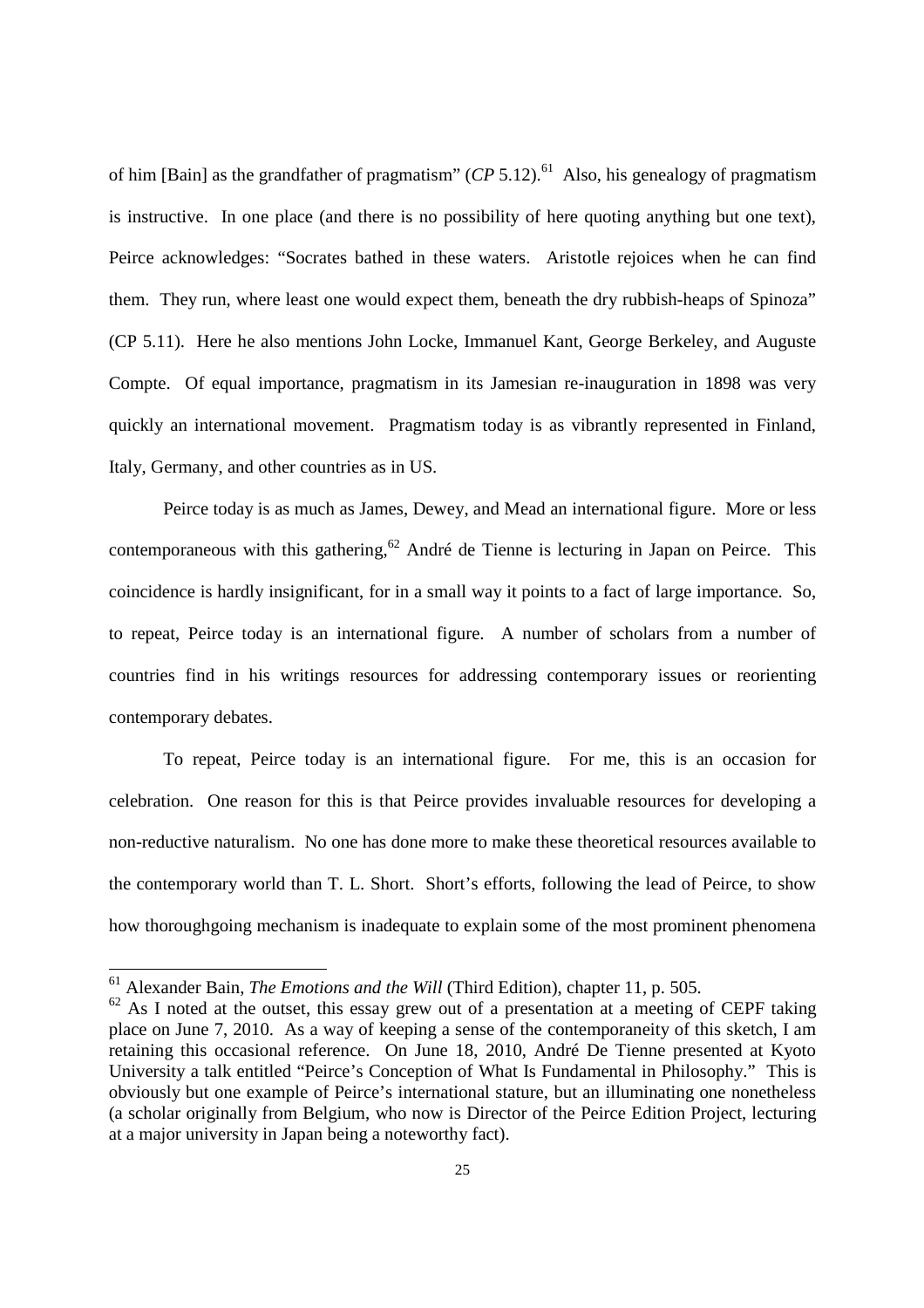of him [Bain] as the grandfather of pragmatism" (*CP* 5.12).[61] Also, his genealogy of pragmatism is instructive. In one place (and there is no possibility of here quoting anything but one text), Peirce acknowledges: "Socrates bathed in these waters. Aristotle rejoices when he can find them. They run, where least one would expect them, beneath the dry rubbish-heaps of Spinoza" (CP 5.11). Here he also mentions John Locke, Immanuel Kant, George Berkeley, and Auguste Compte. Of equal importance, pragmatism in its Jamesian re-inauguration in 1898 was very quickly an international movement. Pragmatism today is as vibrantly represented in Finland, Italy, Germany, and other countries as in US.

Peirce today is as much as James, Dewey, and Mead an international figure. More or less contemporaneous with this gathering,[62] André de Tienne is lecturing in Japan on Peirce. This coincidence is hardly insignificant, for in a small way it points to a fact of large importance. So, to repeat, Peirce today is an international figure. A number of scholars from a number of countries find in his writings resources for addressing contemporary issues or reorienting contemporary debates.

To repeat, Peirce today is an international figure. For me, this is an occasion for celebration. One reason for this is that Peirce provides invaluable resources for developing a non-reductive naturalism. No one has done more to make these theoretical resources available to the contemporary world than T. L. Short. Short's efforts, following the lead of Peirce, to show how thoroughgoing mechanism is inadequate to explain some of the most prominent phenomena

---

[61] Alexander Bain, *The Emotions and the Will* (Third Edition), chapter 11, p. 505.

[62] As I noted at the outset, this essay grew out of a presentation at a meeting of CEPF taking place on June 7, 2010. As a way of keeping a sense of the contemporaneity of this sketch, I am retaining this occasional reference. On June 18, 2010, André De Tienne presented at Kyoto University a talk entitled "Peirce's Conception of What Is Fundamental in Philosophy." This is obviously but one example of Peirce's international stature, but an illuminating one nonetheless (a scholar originally from Belgium, who now is Director of the Peirce Edition Project, lecturing at a major university in Japan being a noteworthy fact).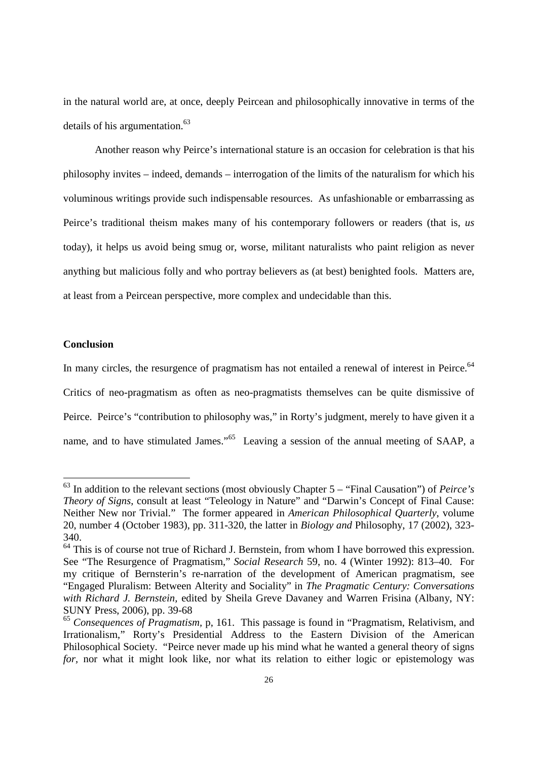in the natural world are, at once, deeply Peircean and philosophically innovative in terms of the details of his argumentation.[63]

Another reason why Peirce's international stature is an occasion for celebration is that his philosophy invites – indeed, demands – interrogation of the limits of the naturalism for which his voluminous writings provide such indispensable resources. As unfashionable or embarrassing as Peirce's traditional theism makes many of his contemporary followers or readers (that is, *us* today), it helps us avoid being smug or, worse, militant naturalists who paint religion as never anything but malicious folly and who portray believers as (at best) benighted fools. Matters are, at least from a Peircean perspective, more complex and undecidable than this.

**Conclusion**

In many circles, the resurgence of pragmatism has not entailed a renewal of interest in Peirce.[64] Critics of neo-pragmatism as often as neo-pragmatists themselves can be quite dismissive of Peirce. Peirce's "contribution to philosophy was," in Rorty's judgment, merely to have given it a name, and to have stimulated James."[65] Leaving a session of the annual meeting of SAAP, a

---

[63] In addition to the relevant sections (most obviously Chapter 5 – "Final Causation") of *Peirce's Theory of Signs*, consult at least "Teleology in Nature" and "Darwin's Concept of Final Cause: Neither New nor Trivial." The former appeared in *American Philosophical Quarterly*, volume 20, number 4 (October 1983), pp. 311-320, the latter in *Biology and* Philosophy, 17 (2002), 323-340.

[64] This is of course not true of Richard J. Bernstein, from whom I have borrowed this expression. See "The Resurgence of Pragmatism," *Social Research* 59, no. 4 (Winter 1992): 813–40. For my critique of Bernsterin's re-narration of the development of American pragmatism, see "Engaged Pluralism: Between Alterity and Sociality" in *The Pragmatic Century: Conversations with Richard J. Bernstein*, edited by Sheila Greve Davaney and Warren Frisina (Albany, NY: SUNY Press, 2006), pp. 39-68

[65] *Consequences of Pragmatism*, p, 161. This passage is found in "Pragmatism, Relativism, and Irrationalism," Rorty's Presidential Address to the Eastern Division of the American Philosophical Society. "Peirce never made up his mind what he wanted a general theory of signs *for*, nor what it might look like, nor what its relation to either logic or epistemology was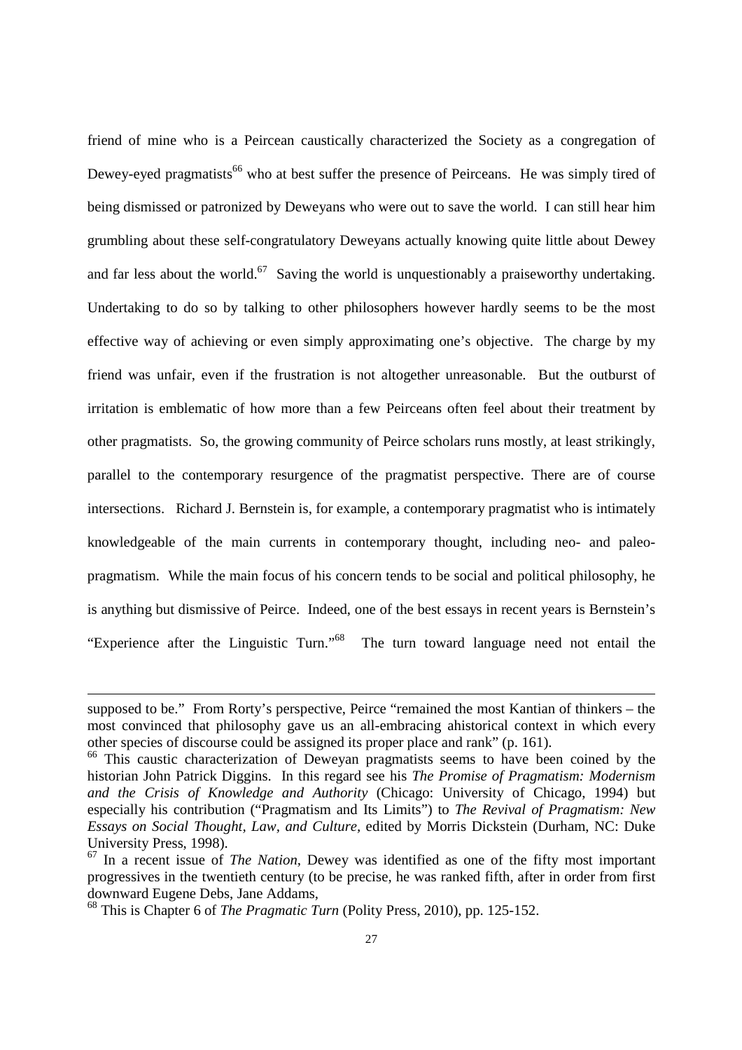friend of mine who is a Peircean caustically characterized the Society as a congregation of Dewey-eyed pragmatists[66] who at best suffer the presence of Peirceans. He was simply tired of being dismissed or patronized by Deweyans who were out to save the world. I can still hear him grumbling about these self-congratulatory Deweyans actually knowing quite little about Dewey and far less about the world.[67] Saving the world is unquestionably a praiseworthy undertaking. Undertaking to do so by talking to other philosophers however hardly seems to be the most effective way of achieving or even simply approximating one's objective. The charge by my friend was unfair, even if the frustration is not altogether unreasonable. But the outburst of irritation is emblematic of how more than a few Peirceans often feel about their treatment by other pragmatists. So, the growing community of Peirce scholars runs mostly, at least strikingly, parallel to the contemporary resurgence of the pragmatist perspective. There are of course intersections. Richard J. Bernstein is, for example, a contemporary pragmatist who is intimately knowledgeable of the main currents in contemporary thought, including neo- and paleo-pragmatism. While the main focus of his concern tends to be social and political philosophy, he is anything but dismissive of Peirce. Indeed, one of the best essays in recent years is Bernstein's "Experience after the Linguistic Turn."[68] The turn toward language need not entail the

---

supposed to be." From Rorty's perspective, Peirce "remained the most Kantian of thinkers – the most convinced that philosophy gave us an all-embracing ahistorical context in which every other species of discourse could be assigned its proper place and rank" (p. 161).

[66] This caustic characterization of Deweyan pragmatists seems to have been coined by the historian John Patrick Diggins. In this regard see his *The Promise of Pragmatism: Modernism and the Crisis of Knowledge and Authority* (Chicago: University of Chicago, 1994) but especially his contribution ("Pragmatism and Its Limits") to *The Revival of Pragmatism: New Essays on Social Thought, Law, and Culture,* edited by Morris Dickstein (Durham, NC: Duke University Press, 1998).

[67] In a recent issue of *The Nation,* Dewey was identified as one of the fifty most important progressives in the twentieth century (to be precise, he was ranked fifth, after in order from first downward Eugene Debs, Jane Addams,

[68] This is Chapter 6 of *The Pragmatic Turn* (Polity Press, 2010), pp. 125-152.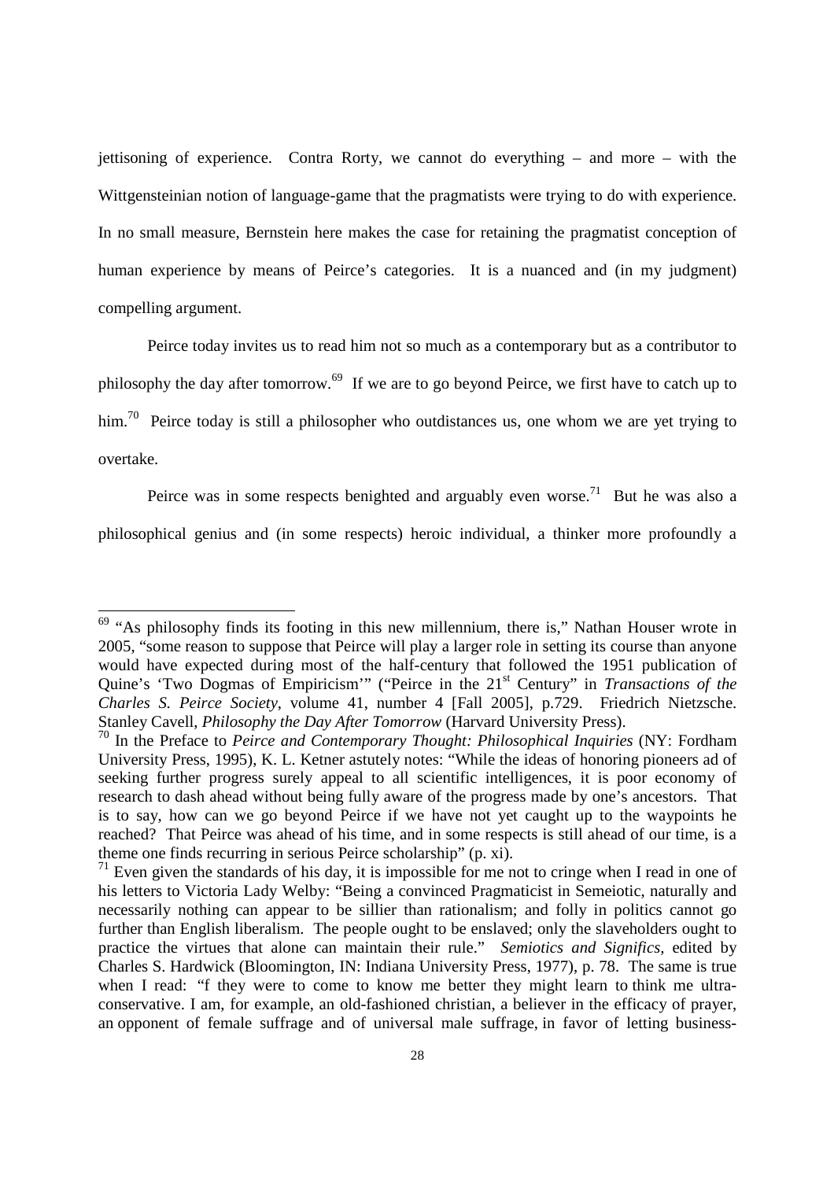jettisoning of experience. Contra Rorty, we cannot do everything – and more – with the Wittgensteinian notion of language-game that the pragmatists were trying to do with experience. In no small measure, Bernstein here makes the case for retaining the pragmatist conception of human experience by means of Peirce's categories. It is a nuanced and (in my judgment) compelling argument.

Peirce today invites us to read him not so much as a contemporary but as a contributor to philosophy the day after tomorrow.[69] If we are to go beyond Peirce, we first have to catch up to him.[70] Peirce today is still a philosopher who outdistances us, one whom we are yet trying to overtake.

Peirce was in some respects benighted and arguably even worse.[71] But he was also a philosophical genius and (in some respects) heroic individual, a thinker more profoundly a

---

[69] "As philosophy finds its footing in this new millennium, there is," Nathan Houser wrote in 2005, "some reason to suppose that Peirce will play a larger role in setting its course than anyone would have expected during most of the half-century that followed the 1951 publication of Quine's 'Two Dogmas of Empiricism'" ("Peirce in the 21st Century" in *Transactions of the Charles S. Peirce Society*, volume 41, number 4 [Fall 2005], p.729. Friedrich Nietzsche. Stanley Cavell, *Philosophy the Day After Tomorrow* (Harvard University Press).

[70] In the Preface to *Peirce and Contemporary Thought: Philosophical Inquiries* (NY: Fordham University Press, 1995), K. L. Ketner astutely notes: "While the ideas of honoring pioneers ad of seeking further progress surely appeal to all scientific intelligences, it is poor economy of research to dash ahead without being fully aware of the progress made by one's ancestors. That is to say, how can we go beyond Peirce if we have not yet caught up to the waypoints he reached? That Peirce was ahead of his time, and in some respects is still ahead of our time, is a theme one finds recurring in serious Peirce scholarship" (p. xi).

[71] Even given the standards of his day, it is impossible for me not to cringe when I read in one of his letters to Victoria Lady Welby: "Being a convinced Pragmaticist in Semeiotic, naturally and necessarily nothing can appear to be sillier than rationalism; and folly in politics cannot go further than English liberalism. The people ought to be enslaved; only the slaveholders ought to practice the virtues that alone can maintain their rule." *Semiotics and Significs,* edited by Charles S. Hardwick (Bloomington, IN: Indiana University Press, 1977), p. 78. The same is true when I read: "f they were to come to know me better they might learn to think me ultra-conservative. I am, for example, an old-fashioned christian, a believer in the efficacy of prayer, an opponent of female suffrage and of universal male suffrage, in favor of letting business-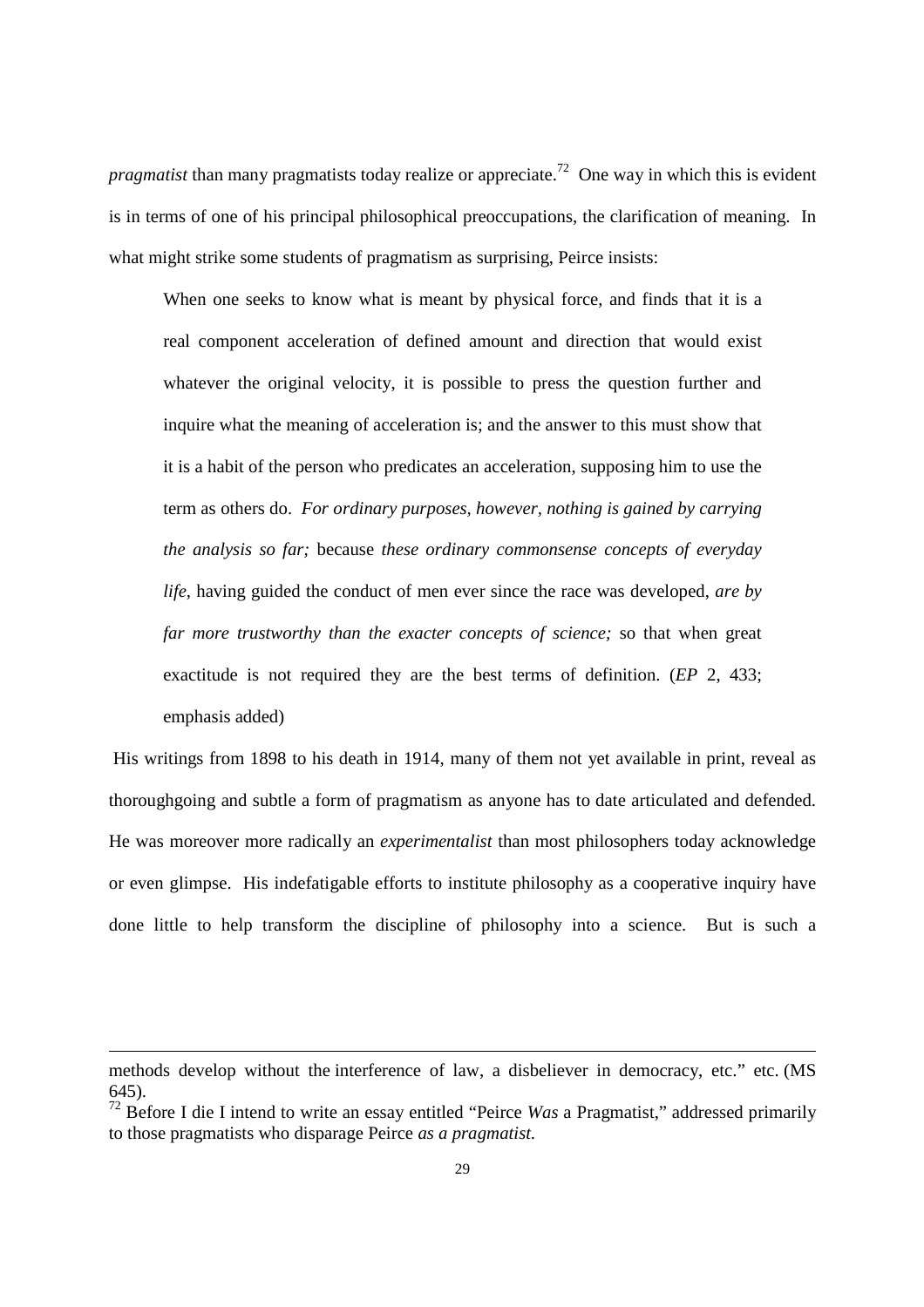*pragmatist* than many pragmatists today realize or appreciate.[72] One way in which this is evident is in terms of one of his principal philosophical preoccupations, the clarification of meaning. In what might strike some students of pragmatism as surprising, Peirce insists:

> When one seeks to know what is meant by physical force, and finds that it is a real component acceleration of defined amount and direction that would exist whatever the original velocity, it is possible to press the question further and inquire what the meaning of acceleration is; and the answer to this must show that it is a habit of the person who predicates an acceleration, supposing him to use the term as others do. *For ordinary purposes, however, nothing is gained by carrying the analysis so far;* because *these ordinary commonsense concepts of everyday life*, having guided the conduct of men ever since the race was developed, *are by far more trustworthy than the exacter concepts of science;* so that when great exactitude is not required they are the best terms of definition. (*EP* 2, 433; emphasis added)

His writings from 1898 to his death in 1914, many of them not yet available in print, reveal as thoroughgoing and subtle a form of pragmatism as anyone has to date articulated and defended. He was moreover more radically an *experimentalist* than most philosophers today acknowledge or even glimpse. His indefatigable efforts to institute philosophy as a cooperative inquiry have done little to help transform the discipline of philosophy into a science. But is such a

---

methods develop without the interference of law, a disbeliever in democracy, etc." etc. (MS 645).

[72] Before I die I intend to write an essay entitled "Peirce *Was* a Pragmatist," addressed primarily to those pragmatists who disparage Peirce *as a pragmatist*.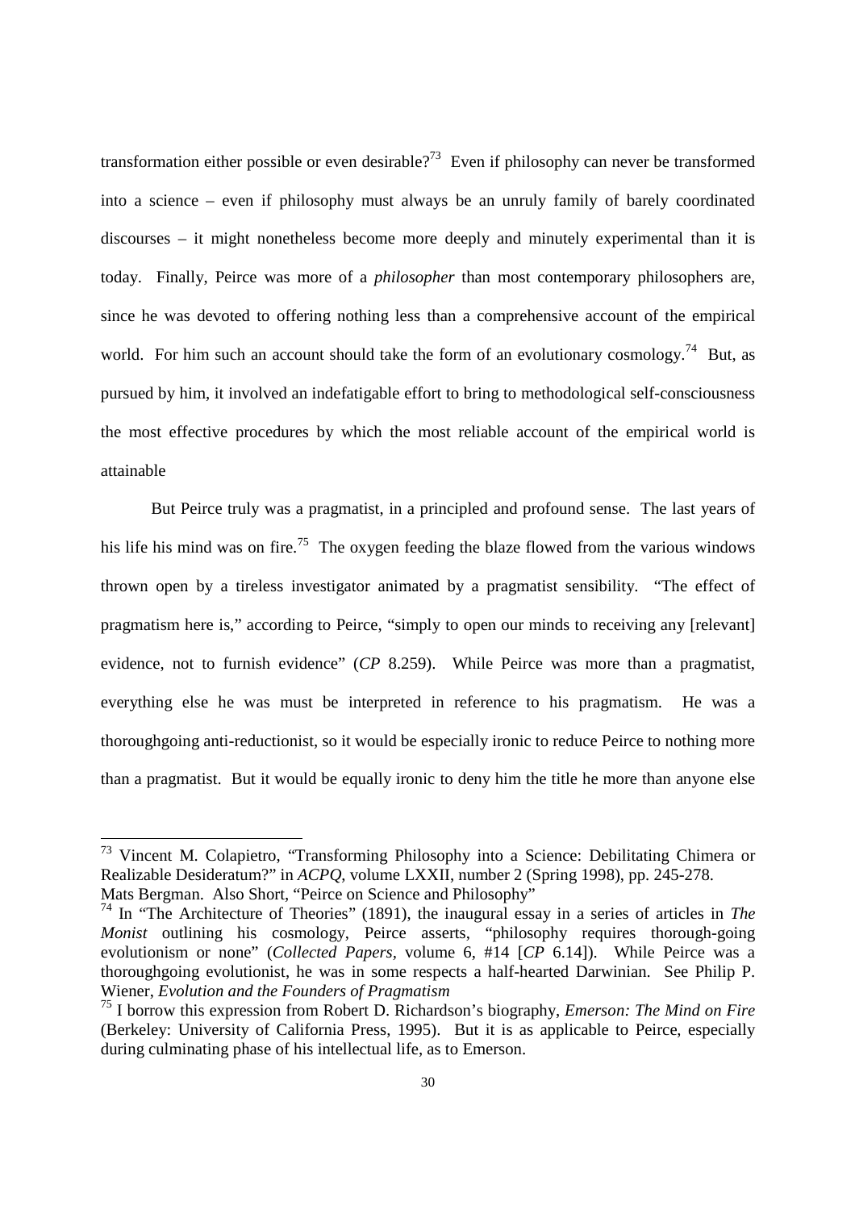transformation either possible or even desirable?[73] Even if philosophy can never be transformed into a science – even if philosophy must always be an unruly family of barely coordinated discourses – it might nonetheless become more deeply and minutely experimental than it is today. Finally, Peirce was more of a *philosopher* than most contemporary philosophers are, since he was devoted to offering nothing less than a comprehensive account of the empirical world. For him such an account should take the form of an evolutionary cosmology.[74] But, as pursued by him, it involved an indefatigable effort to bring to methodological self-consciousness the most effective procedures by which the most reliable account of the empirical world is attainable

But Peirce truly was a pragmatist, in a principled and profound sense. The last years of his life his mind was on fire.[75] The oxygen feeding the blaze flowed from the various windows thrown open by a tireless investigator animated by a pragmatist sensibility. "The effect of pragmatism here is," according to Peirce, "simply to open our minds to receiving any [relevant] evidence, not to furnish evidence" (*CP* 8.259). While Peirce was more than a pragmatist, everything else he was must be interpreted in reference to his pragmatism. He was a thoroughgoing anti-reductionist, so it would be especially ironic to reduce Peirce to nothing more than a pragmatist. But it would be equally ironic to deny him the title he more than anyone else

---

[73] Vincent M. Colapietro, "Transforming Philosophy into a Science: Debilitating Chimera or Realizable Desideratum?" in *ACPQ*, volume LXXII, number 2 (Spring 1998), pp. 245-278. Mats Bergman. Also Short, "Peirce on Science and Philosophy"

[74] In "The Architecture of Theories" (1891), the inaugural essay in a series of articles in *The Monist* outlining his cosmology, Peirce asserts, "philosophy requires thorough-going evolutionism or none" (*Collected Papers*, volume 6, #14 [*CP* 6.14]). While Peirce was a thoroughgoing evolutionist, he was in some respects a half-hearted Darwinian. See Philip P. Wiener, *Evolution and the Founders of Pragmatism*

[75] I borrow this expression from Robert D. Richardson's biography, *Emerson: The Mind on Fire* (Berkeley: University of California Press, 1995). But it is as applicable to Peirce, especially during culminating phase of his intellectual life, as to Emerson.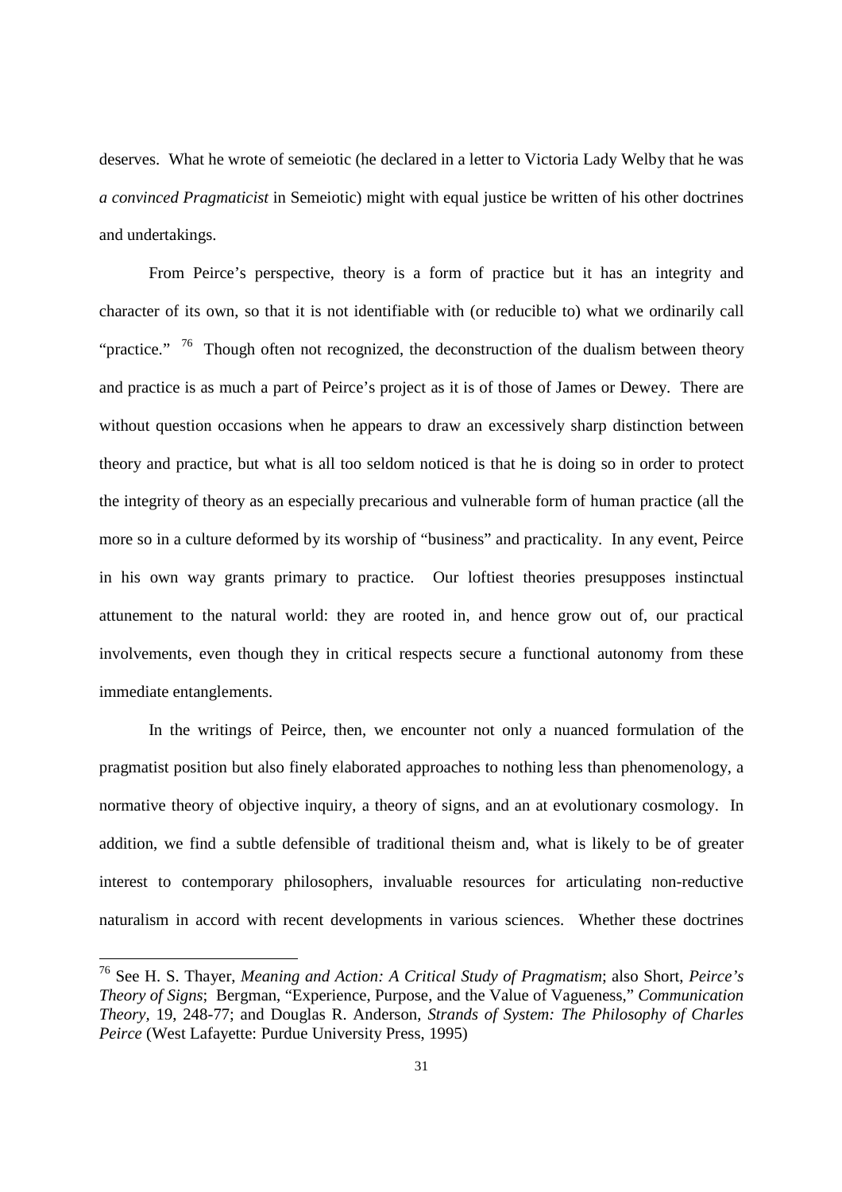deserves. What he wrote of semeiotic (he declared in a letter to Victoria Lady Welby that he was *a convinced Pragmaticist* in Semeiotic) might with equal justice be written of his other doctrines and undertakings.

From Peirce's perspective, theory is a form of practice but it has an integrity and character of its own, so that it is not identifiable with (or reducible to) what we ordinarily call "practice." [76] Though often not recognized, the deconstruction of the dualism between theory and practice is as much a part of Peirce's project as it is of those of James or Dewey. There are without question occasions when he appears to draw an excessively sharp distinction between theory and practice, but what is all too seldom noticed is that he is doing so in order to protect the integrity of theory as an especially precarious and vulnerable form of human practice (all the more so in a culture deformed by its worship of "business" and practicality. In any event, Peirce in his own way grants primary to practice. Our loftiest theories presupposes instinctual attunement to the natural world: they are rooted in, and hence grow out of, our practical involvements, even though they in critical respects secure a functional autonomy from these immediate entanglements.

In the writings of Peirce, then, we encounter not only a nuanced formulation of the pragmatist position but also finely elaborated approaches to nothing less than phenomenology, a normative theory of objective inquiry, a theory of signs, and an at evolutionary cosmology. In addition, we find a subtle defensible of traditional theism and, what is likely to be of greater interest to contemporary philosophers, invaluable resources for articulating non-reductive naturalism in accord with recent developments in various sciences. Whether these doctrines

---

[76] See H. S. Thayer, *Meaning and Action: A Critical Study of Pragmatism*; also Short, *Peirce's Theory of Signs*; Bergman, "Experience, Purpose, and the Value of Vagueness," *Communication Theory*, 19, 248-77; and Douglas R. Anderson, *Strands of System: The Philosophy of Charles Peirce* (West Lafayette: Purdue University Press, 1995)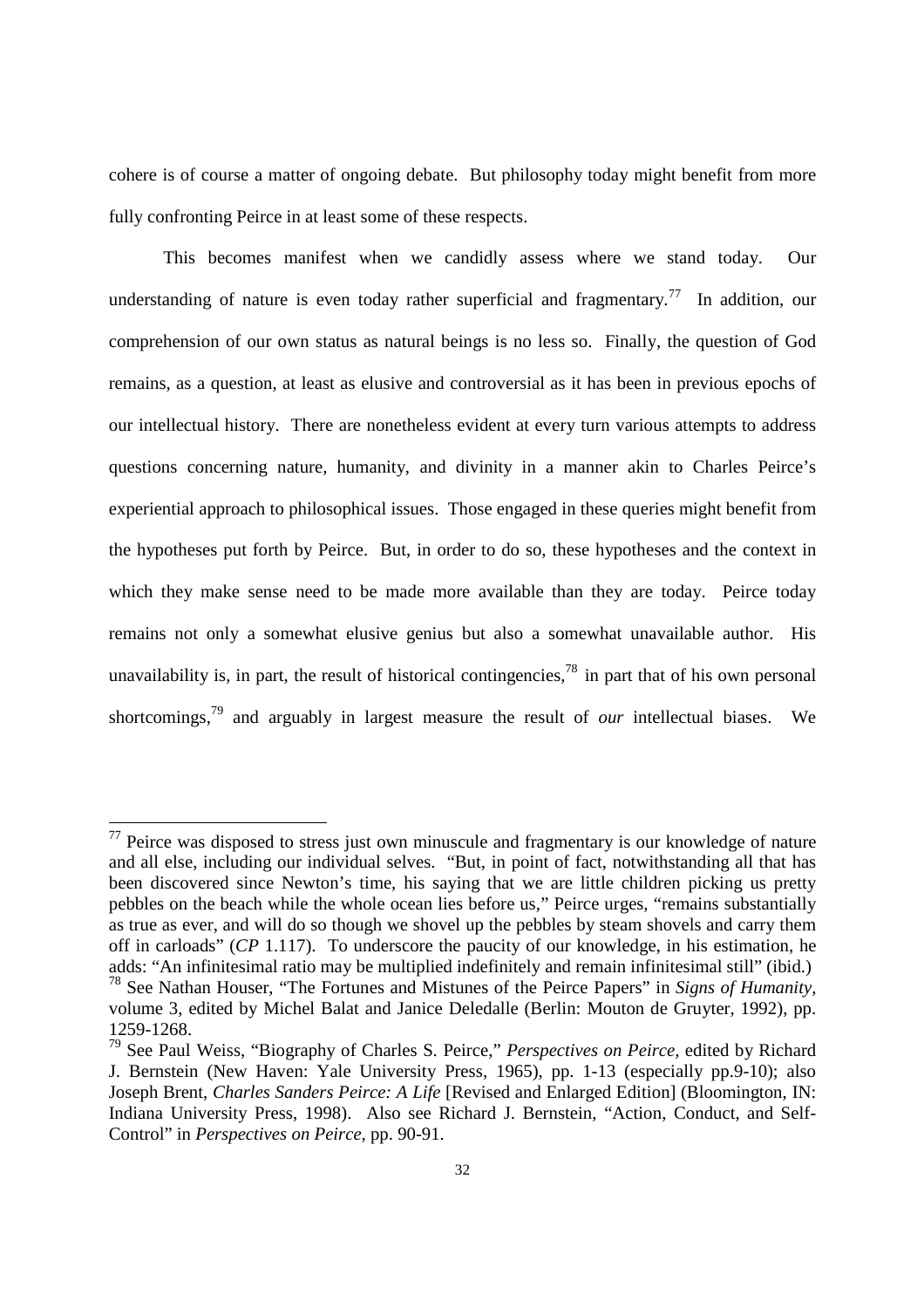cohere is of course a matter of ongoing debate. But philosophy today might benefit from more fully confronting Peirce in at least some of these respects.

This becomes manifest when we candidly assess where we stand today. Our understanding of nature is even today rather superficial and fragmentary.[77] In addition, our comprehension of our own status as natural beings is no less so. Finally, the question of God remains, as a question, at least as elusive and controversial as it has been in previous epochs of our intellectual history. There are nonetheless evident at every turn various attempts to address questions concerning nature, humanity, and divinity in a manner akin to Charles Peirce's experiential approach to philosophical issues. Those engaged in these queries might benefit from the hypotheses put forth by Peirce. But, in order to do so, these hypotheses and the context in which they make sense need to be made more available than they are today. Peirce today remains not only a somewhat elusive genius but also a somewhat unavailable author. His unavailability is, in part, the result of historical contingencies,[78] in part that of his own personal shortcomings,[79] and arguably in largest measure the result of *our* intellectual biases. We

---

[77] Peirce was disposed to stress just own minuscule and fragmentary is our knowledge of nature and all else, including our individual selves. "But, in point of fact, notwithstanding all that has been discovered since Newton's time, his saying that we are little children picking us pretty pebbles on the beach while the whole ocean lies before us," Peirce urges, "remains substantially as true as ever, and will do so though we shovel up the pebbles by steam shovels and carry them off in carloads" (*CP* 1.117). To underscore the paucity of our knowledge, in his estimation, he adds: "An infinitesimal ratio may be multiplied indefinitely and remain infinitesimal still" (ibid.)

[78] See Nathan Houser, "The Fortunes and Mistunes of the Peirce Papers" in *Signs of Humanity*, volume 3, edited by Michel Balat and Janice Deledalle (Berlin: Mouton de Gruyter, 1992), pp. 1259-1268.

[79] See Paul Weiss, "Biography of Charles S. Peirce," *Perspectives on Peirce*, edited by Richard J. Bernstein (New Haven: Yale University Press, 1965), pp. 1-13 (especially pp.9-10); also Joseph Brent, *Charles Sanders Peirce: A Life* [Revised and Enlarged Edition] (Bloomington, IN: Indiana University Press, 1998). Also see Richard J. Bernstein, "Action, Conduct, and Self-Control" in *Perspectives on Peirce*, pp. 90-91.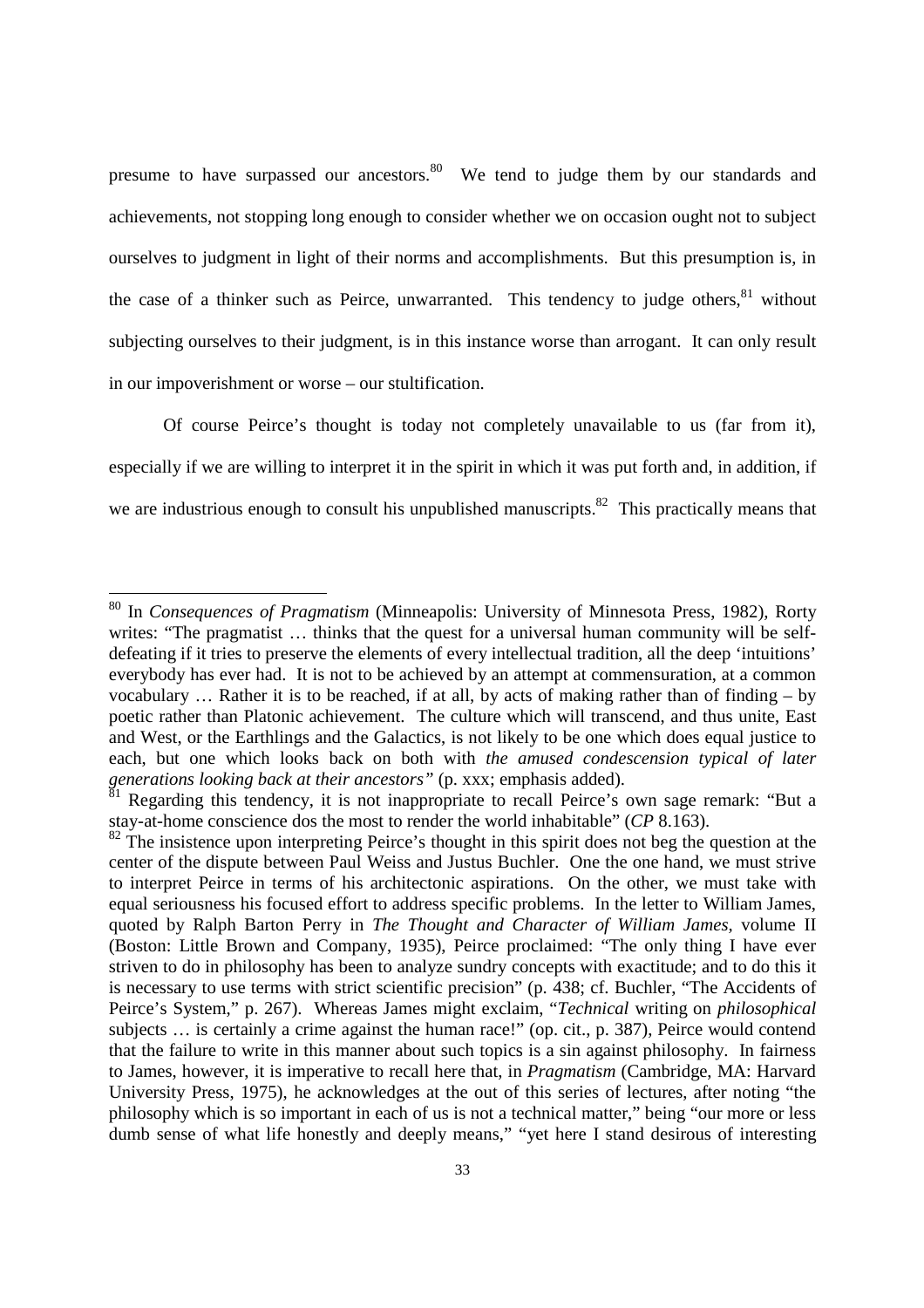presume to have surpassed our ancestors.[80] We tend to judge them by our standards and achievements, not stopping long enough to consider whether we on occasion ought not to subject ourselves to judgment in light of their norms and accomplishments. But this presumption is, in the case of a thinker such as Peirce, unwarranted. This tendency to judge others,[81] without subjecting ourselves to their judgment, is in this instance worse than arrogant. It can only result in our impoverishment or worse – our stultification.

Of course Peirce's thought is today not completely unavailable to us (far from it), especially if we are willing to interpret it in the spirit in which it was put forth and, in addition, if we are industrious enough to consult his unpublished manuscripts.[82] This practically means that

---

[80] In *Consequences of Pragmatism* (Minneapolis: University of Minnesota Press, 1982), Rorty writes: "The pragmatist … thinks that the quest for a universal human community will be self-defeating if it tries to preserve the elements of every intellectual tradition, all the deep 'intuitions' everybody has ever had. It is not to be achieved by an attempt at commensuration, at a common vocabulary … Rather it is to be reached, if at all, by acts of making rather than of finding – by poetic rather than Platonic achievement. The culture which will transcend, and thus unite, East and West, or the Earthlings and the Galactics, is not likely to be one which does equal justice to each, but one which looks back on both with *the amused condescension typical of later generations looking back at their ancestors"* (p. xxx; emphasis added).

[81] Regarding this tendency, it is not inappropriate to recall Peirce's own sage remark: "But a stay-at-home conscience dos the most to render the world inhabitable" (*CP* 8.163).

[82] The insistence upon interpreting Peirce's thought in this spirit does not beg the question at the center of the dispute between Paul Weiss and Justus Buchler. One the one hand, we must strive to interpret Peirce in terms of his architectonic aspirations. On the other, we must take with equal seriousness his focused effort to address specific problems. In the letter to William James, quoted by Ralph Barton Perry in *The Thought and Character of William James*, volume II (Boston: Little Brown and Company, 1935), Peirce proclaimed: "The only thing I have ever striven to do in philosophy has been to analyze sundry concepts with exactitude; and to do this it is necessary to use terms with strict scientific precision" (p. 438; cf. Buchler, "The Accidents of Peirce's System," p. 267). Whereas James might exclaim, "*Technical* writing on *philosophical* subjects … is certainly a crime against the human race!" (op. cit., p. 387), Peirce would contend that the failure to write in this manner about such topics is a sin against philosophy. In fairness to James, however, it is imperative to recall here that, in *Pragmatism* (Cambridge, MA: Harvard University Press, 1975), he acknowledges at the out of this series of lectures, after noting "the philosophy which is so important in each of us is not a technical matter," being "our more or less dumb sense of what life honestly and deeply means," "yet here I stand desirous of interesting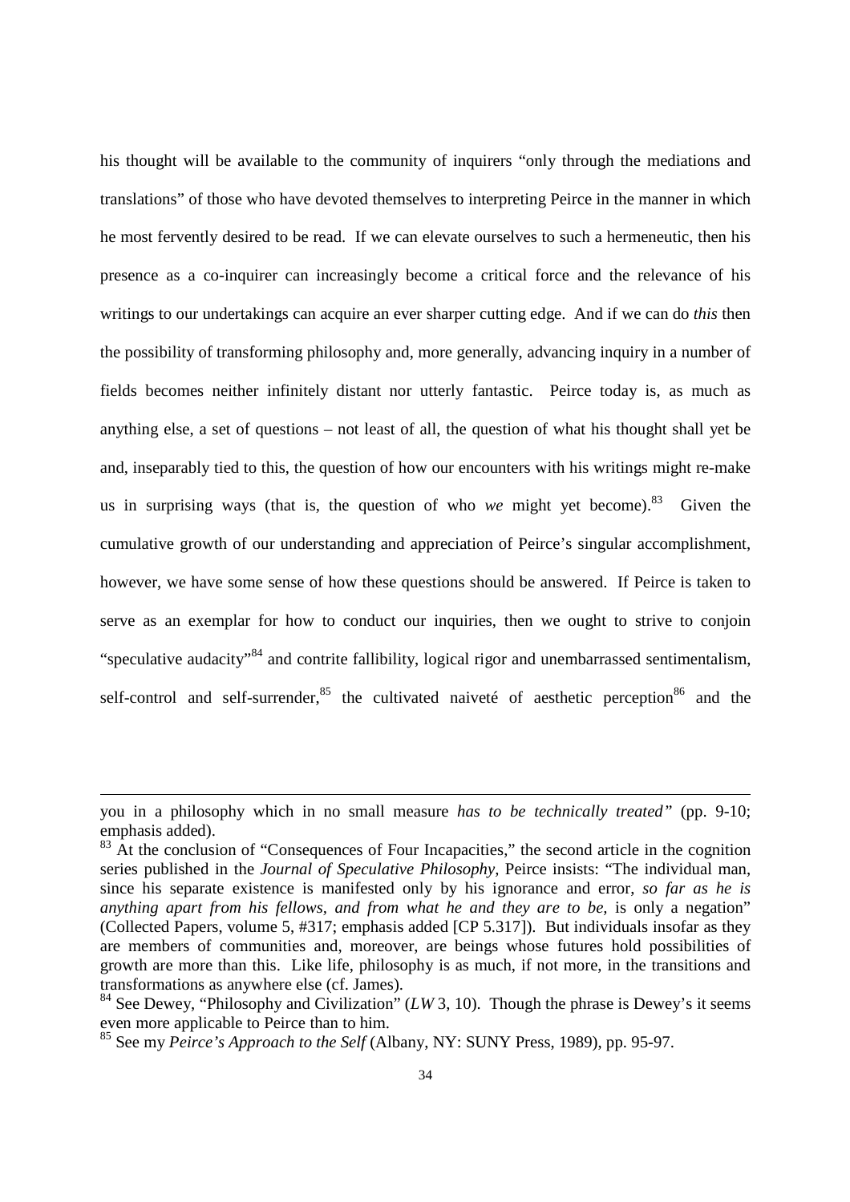his thought will be available to the community of inquirers "only through the mediations and translations" of those who have devoted themselves to interpreting Peirce in the manner in which he most fervently desired to be read. If we can elevate ourselves to such a hermeneutic, then his presence as a co-inquirer can increasingly become a critical force and the relevance of his writings to our undertakings can acquire an ever sharper cutting edge. And if we can do *this* then the possibility of transforming philosophy and, more generally, advancing inquiry in a number of fields becomes neither infinitely distant nor utterly fantastic. Peirce today is, as much as anything else, a set of questions – not least of all, the question of what his thought shall yet be and, inseparably tied to this, the question of how our encounters with his writings might re-make us in surprising ways (that is, the question of who *we* might yet become).[83] Given the cumulative growth of our understanding and appreciation of Peirce's singular accomplishment, however, we have some sense of how these questions should be answered. If Peirce is taken to serve as an exemplar for how to conduct our inquiries, then we ought to strive to conjoin "speculative audacity"[84] and contrite fallibility, logical rigor and unembarrassed sentimentalism, self-control and self-surrender,[85] the cultivated naiveté of aesthetic perception[86] and the

---

you in a philosophy which in no small measure *has to be technically treated"* (pp. 9-10; emphasis added).

[83] At the conclusion of "Consequences of Four Incapacities," the second article in the cognition series published in the *Journal of Speculative Philosophy*, Peirce insists: "The individual man, since his separate existence is manifested only by his ignorance and error, *so far as he is anything apart from his fellows, and from what he and they are to be,* is only a negation" (Collected Papers, volume 5, #317; emphasis added [CP 5.317]). But individuals insofar as they are members of communities and, moreover, are beings whose futures hold possibilities of growth are more than this. Like life, philosophy is as much, if not more, in the transitions and transformations as anywhere else (cf. James).

[84] See Dewey, "Philosophy and Civilization" (*LW* 3, 10). Though the phrase is Dewey's it seems even more applicable to Peirce than to him.

[85] See my *Peirce's Approach to the Self* (Albany, NY: SUNY Press, 1989), pp. 95-97.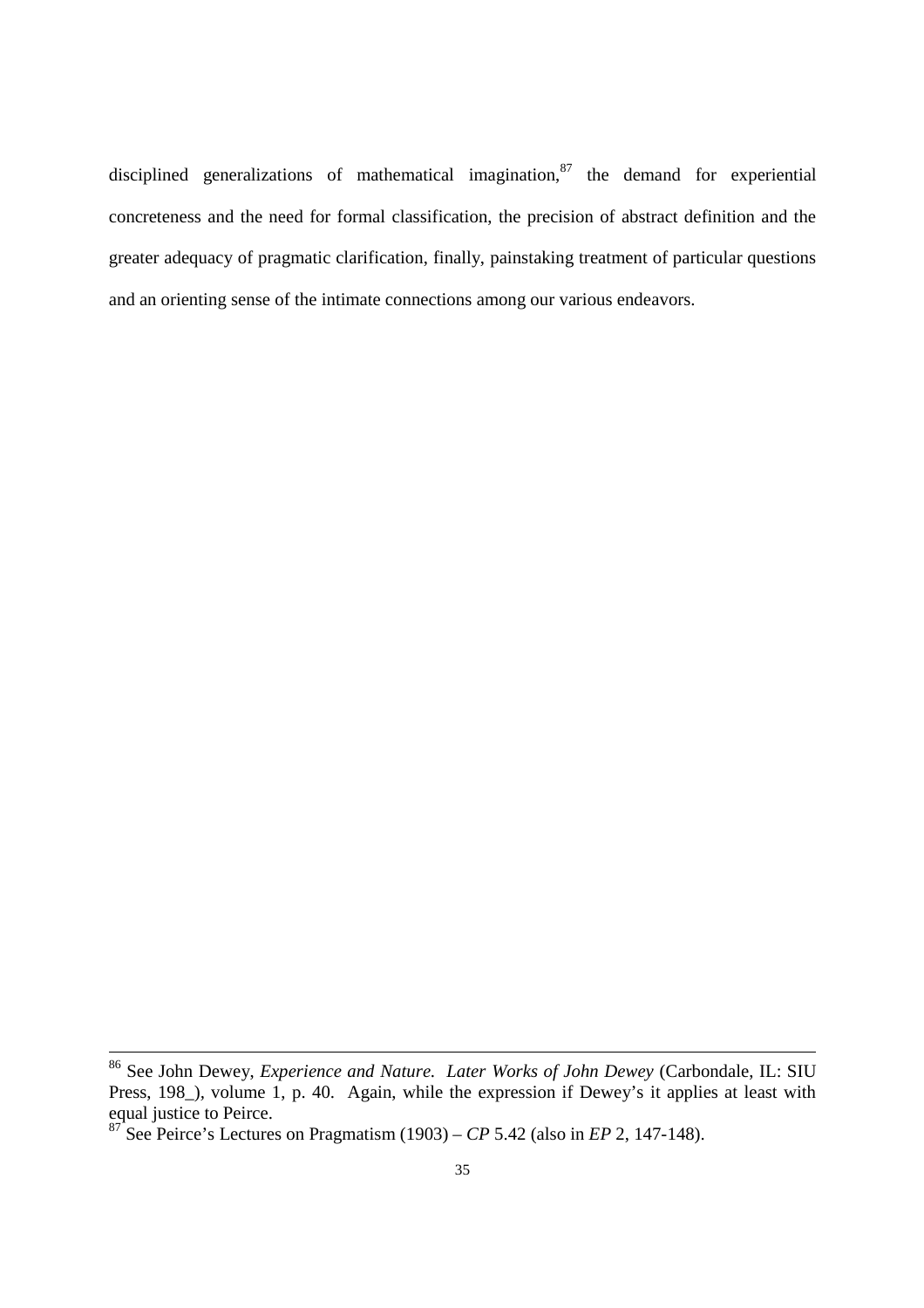disciplined generalizations of mathematical imagination,[87] the demand for experiential concreteness and the need for formal classification, the precision of abstract definition and the greater adequacy of pragmatic clarification, finally, painstaking treatment of particular questions and an orienting sense of the intimate connections among our various endeavors.

---

[86] See John Dewey, *Experience and Nature. Later Works of John Dewey* (Carbondale, IL: SIU Press, 198_), volume 1, p. 40. Again, while the expression if Dewey's it applies at least with equal justice to Peirce.

[87] See Peirce's Lectures on Pragmatism (1903) – *CP* 5.42 (also in *EP* 2, 147-148).